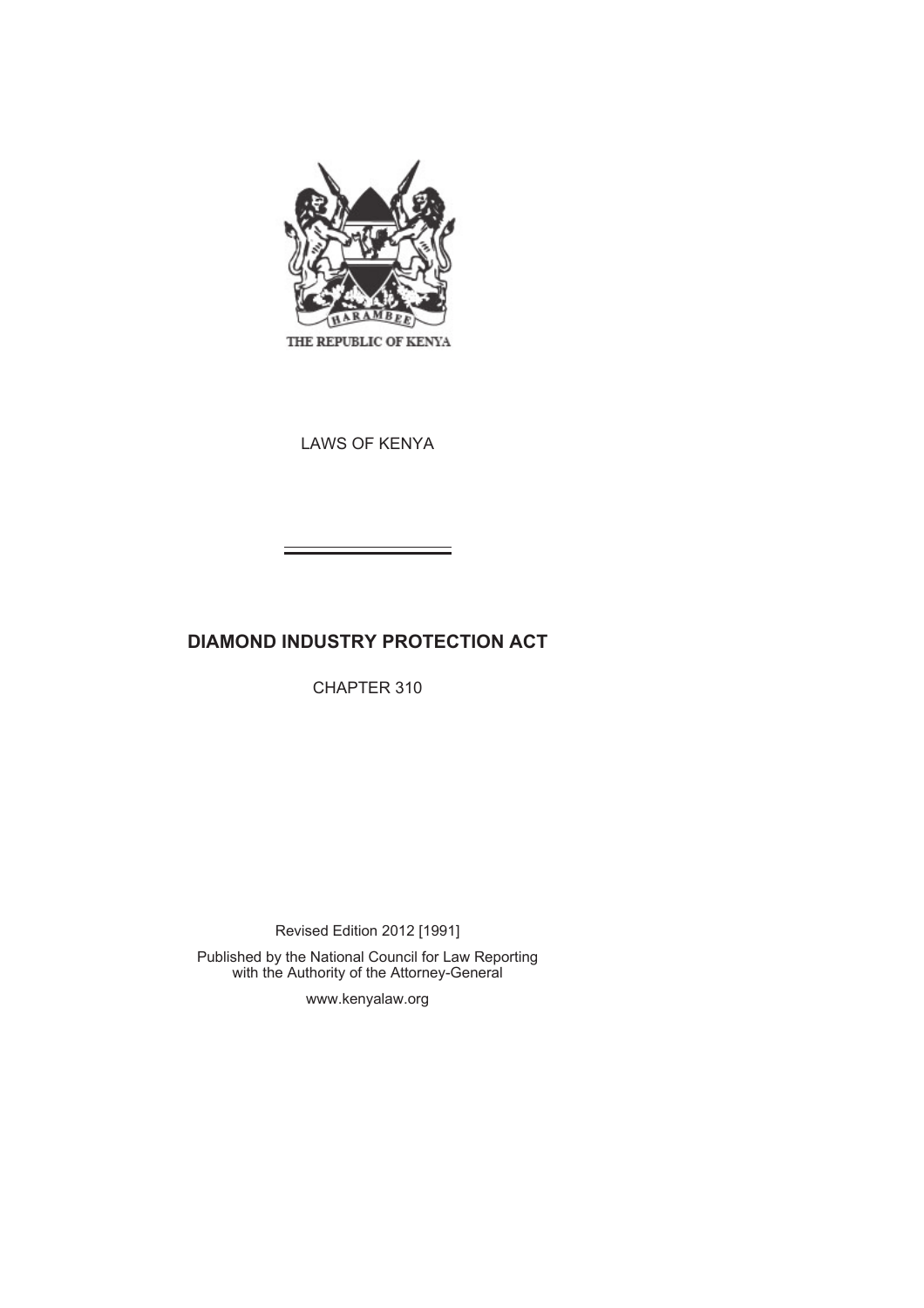THE REPUBLIC OF KENYA

LAWS OF KENYA

# DIAMOND INDUSTRY PROTECTION ACT

CHAPTER 310

Revised Edition 2012 [1991]

Published by the National Council for Law Reporting with the Authority of the Attorney-General

www.kenyalaw.org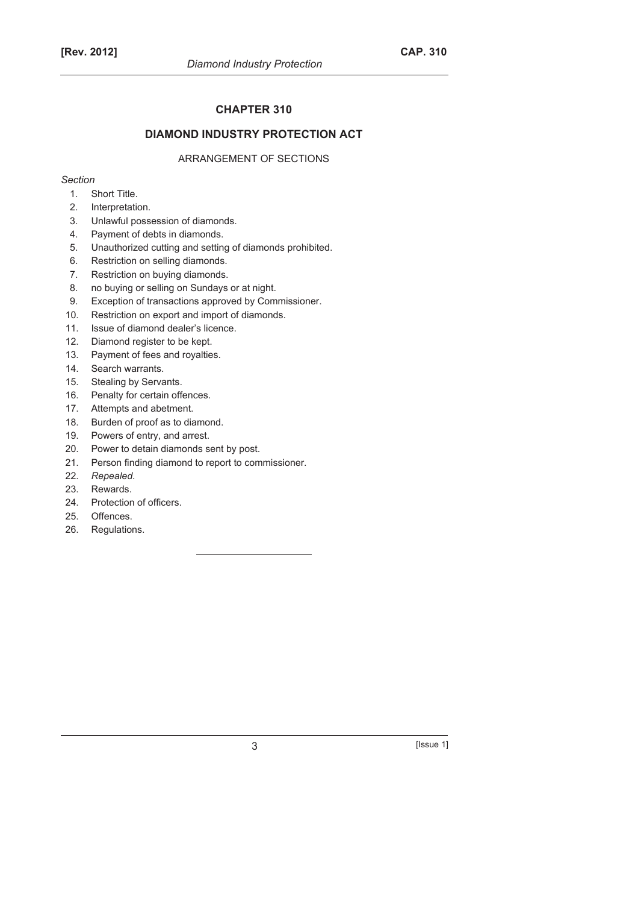# CHAPTER 310

## DIAMOND INDUSTRY PROTECTION ACT

ARRANGEMENT OF SECTIONS

*Section*

1. Short Title.
2. Interpretation.
3. Unlawful possession of diamonds.
4. Payment of debts in diamonds.
5. Unauthorized cutting and setting of diamonds prohibited.
6. Restriction on selling diamonds.
7. Restriction on buying diamonds.
8. no buying or selling on Sundays or at night.
9. Exception of transactions approved by Commissioner.
10. Restriction on export and import of diamonds.
11. Issue of diamond dealer's licence.
12. Diamond register to be kept.
13. Payment of fees and royalties.
14. Search warrants.
15. Stealing by Servants.
16. Penalty for certain offences.
17. Attempts and abetment.
18. Burden of proof as to diamond.
19. Powers of entry, and arrest.
20. Power to detain diamonds sent by post.
21. Person finding diamond to report to commissioner.
22. *Repealed.*
23. Rewards.
24. Protection of officers.
25. Offences.
26. Regulations.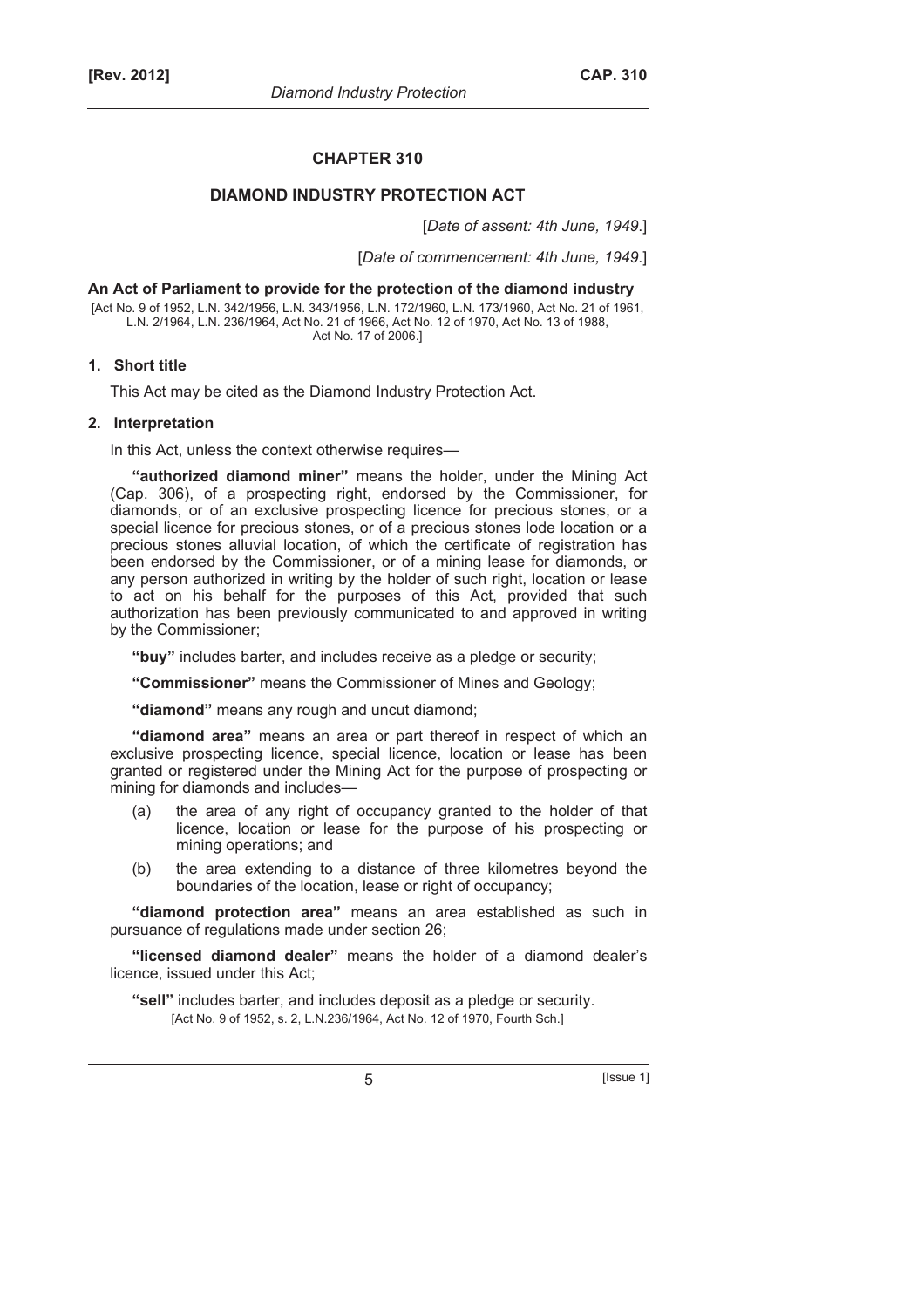# CHAPTER 310

## DIAMOND INDUSTRY PROTECTION ACT

[*Date of assent: 4th June, 1949*.]

[*Date of commencement: 4th June, 1949*.]

**An Act of Parliament to provide for the protection of the diamond industry**

[Act No. 9 of 1952, L.N. 342/1956, L.N. 343/1956, L.N. 172/1960, L.N. 173/1960, Act No. 21 of 1961, L.N. 2/1964, L.N. 236/1964, Act No. 21 of 1966, Act No. 12 of 1970, Act No. 13 of 1988, Act No. 17 of 2006.]

### 1. Short title

This Act may be cited as the Diamond Industry Protection Act.

### 2. Interpretation

In this Act, unless the context otherwise requires—

**"authorized diamond miner"** means the holder, under the Mining Act (Cap. 306), of a prospecting right, endorsed by the Commissioner, for diamonds, or of an exclusive prospecting licence for precious stones, or a special licence for precious stones, or of a precious stones lode location or a precious stones alluvial location, of which the certificate of registration has been endorsed by the Commissioner, or of a mining lease for diamonds, or any person authorized in writing by the holder of such right, location or lease to act on his behalf for the purposes of this Act, provided that such authorization has been previously communicated to and approved in writing by the Commissioner;

**"buy"** includes barter, and includes receive as a pledge or security;

**"Commissioner"** means the Commissioner of Mines and Geology;

**"diamond"** means any rough and uncut diamond;

**"diamond area"** means an area or part thereof in respect of which an exclusive prospecting licence, special licence, location or lease has been granted or registered under the Mining Act for the purpose of prospecting or mining for diamonds and includes—

(a) the area of any right of occupancy granted to the holder of that licence, location or lease for the purpose of his prospecting or mining operations; and

(b) the area extending to a distance of three kilometres beyond the boundaries of the location, lease or right of occupancy;

**"diamond protection area"** means an area established as such in pursuance of regulations made under section 26;

**"licensed diamond dealer"** means the holder of a diamond dealer's licence, issued under this Act;

**"sell"** includes barter, and includes deposit as a pledge or security.

[Act No. 9 of 1952, s. 2, L.N.236/1964, Act No. 12 of 1970, Fourth Sch.]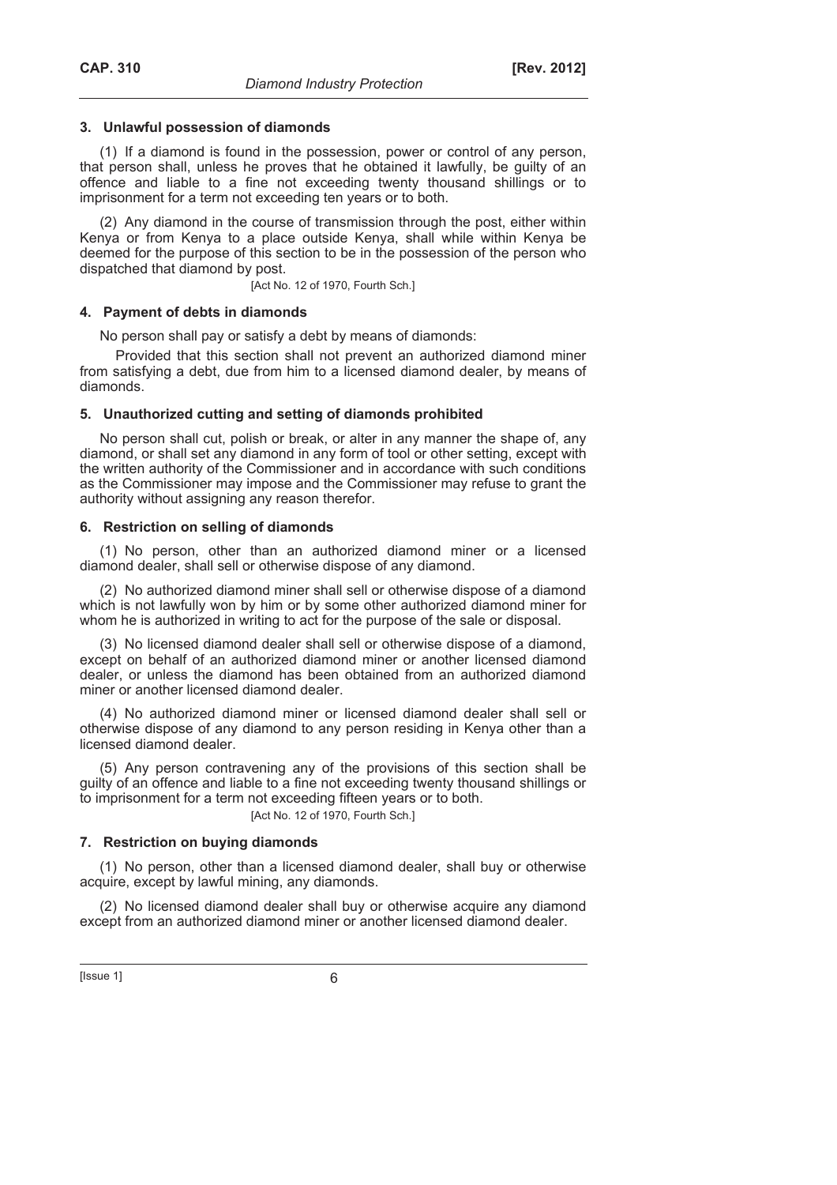### 3. Unlawful possession of diamonds

(1) If a diamond is found in the possession, power or control of any person, that person shall, unless he proves that he obtained it lawfully, be guilty of an offence and liable to a fine not exceeding twenty thousand shillings or to imprisonment for a term not exceeding ten years or to both.

(2) Any diamond in the course of transmission through the post, either within Kenya or from Kenya to a place outside Kenya, shall while within Kenya be deemed for the purpose of this section to be in the possession of the person who dispatched that diamond by post.

[Act No. 12 of 1970, Fourth Sch.]

### 4. Payment of debts in diamonds

No person shall pay or satisfy a debt by means of diamonds:

Provided that this section shall not prevent an authorized diamond miner from satisfying a debt, due from him to a licensed diamond dealer, by means of diamonds.

### 5. Unauthorized cutting and setting of diamonds prohibited

No person shall cut, polish or break, or alter in any manner the shape of, any diamond, or shall set any diamond in any form of tool or other setting, except with the written authority of the Commissioner and in accordance with such conditions as the Commissioner may impose and the Commissioner may refuse to grant the authority without assigning any reason therefor.

### 6. Restriction on selling of diamonds

(1) No person, other than an authorized diamond miner or a licensed diamond dealer, shall sell or otherwise dispose of any diamond.

(2) No authorized diamond miner shall sell or otherwise dispose of a diamond which is not lawfully won by him or by some other authorized diamond miner for whom he is authorized in writing to act for the purpose of the sale or disposal.

(3) No licensed diamond dealer shall sell or otherwise dispose of a diamond, except on behalf of an authorized diamond miner or another licensed diamond dealer, or unless the diamond has been obtained from an authorized diamond miner or another licensed diamond dealer.

(4) No authorized diamond miner or licensed diamond dealer shall sell or otherwise dispose of any diamond to any person residing in Kenya other than a licensed diamond dealer.

(5) Any person contravening any of the provisions of this section shall be guilty of an offence and liable to a fine not exceeding twenty thousand shillings or to imprisonment for a term not exceeding fifteen years or to both.

[Act No. 12 of 1970, Fourth Sch.]

### 7. Restriction on buying diamonds

(1) No person, other than a licensed diamond dealer, shall buy or otherwise acquire, except by lawful mining, any diamonds.

(2) No licensed diamond dealer shall buy or otherwise acquire any diamond except from an authorized diamond miner or another licensed diamond dealer.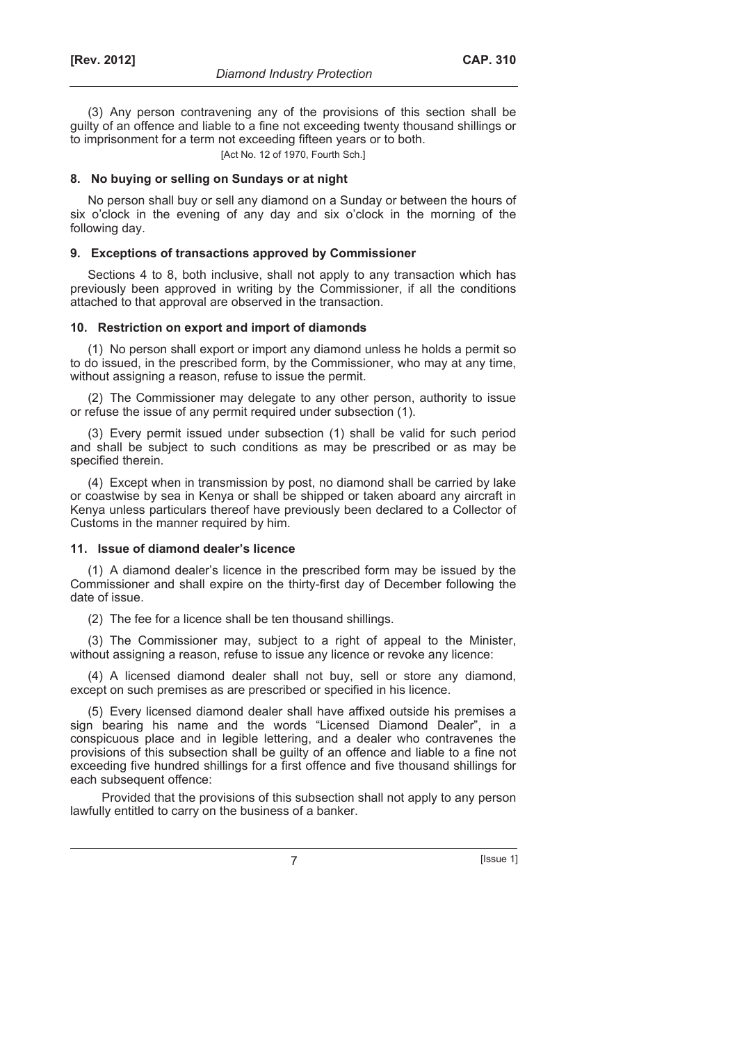(3) Any person contravening any of the provisions of this section shall be guilty of an offence and liable to a fine not exceeding twenty thousand shillings or to imprisonment for a term not exceeding fifteen years or to both.

[Act No. 12 of 1970, Fourth Sch.]

### 8. No buying or selling on Sundays or at night

No person shall buy or sell any diamond on a Sunday or between the hours of six o'clock in the evening of any day and six o'clock in the morning of the following day.

### 9. Exceptions of transactions approved by Commissioner

Sections 4 to 8, both inclusive, shall not apply to any transaction which has previously been approved in writing by the Commissioner, if all the conditions attached to that approval are observed in the transaction.

### 10. Restriction on export and import of diamonds

(1) No person shall export or import any diamond unless he holds a permit so to do issued, in the prescribed form, by the Commissioner, who may at any time, without assigning a reason, refuse to issue the permit.

(2) The Commissioner may delegate to any other person, authority to issue or refuse the issue of any permit required under subsection (1).

(3) Every permit issued under subsection (1) shall be valid for such period and shall be subject to such conditions as may be prescribed or as may be specified therein.

(4) Except when in transmission by post, no diamond shall be carried by lake or coastwise by sea in Kenya or shall be shipped or taken aboard any aircraft in Kenya unless particulars thereof have previously been declared to a Collector of Customs in the manner required by him.

### 11. Issue of diamond dealer's licence

(1) A diamond dealer's licence in the prescribed form may be issued by the Commissioner and shall expire on the thirty-first day of December following the date of issue.

(2) The fee for a licence shall be ten thousand shillings.

(3) The Commissioner may, subject to a right of appeal to the Minister, without assigning a reason, refuse to issue any licence or revoke any licence:

(4) A licensed diamond dealer shall not buy, sell or store any diamond, except on such premises as are prescribed or specified in his licence.

(5) Every licensed diamond dealer shall have affixed outside his premises a sign bearing his name and the words "Licensed Diamond Dealer", in a conspicuous place and in legible lettering, and a dealer who contravenes the provisions of this subsection shall be guilty of an offence and liable to a fine not exceeding five hundred shillings for a first offence and five thousand shillings for each subsequent offence:

Provided that the provisions of this subsection shall not apply to any person lawfully entitled to carry on the business of a banker.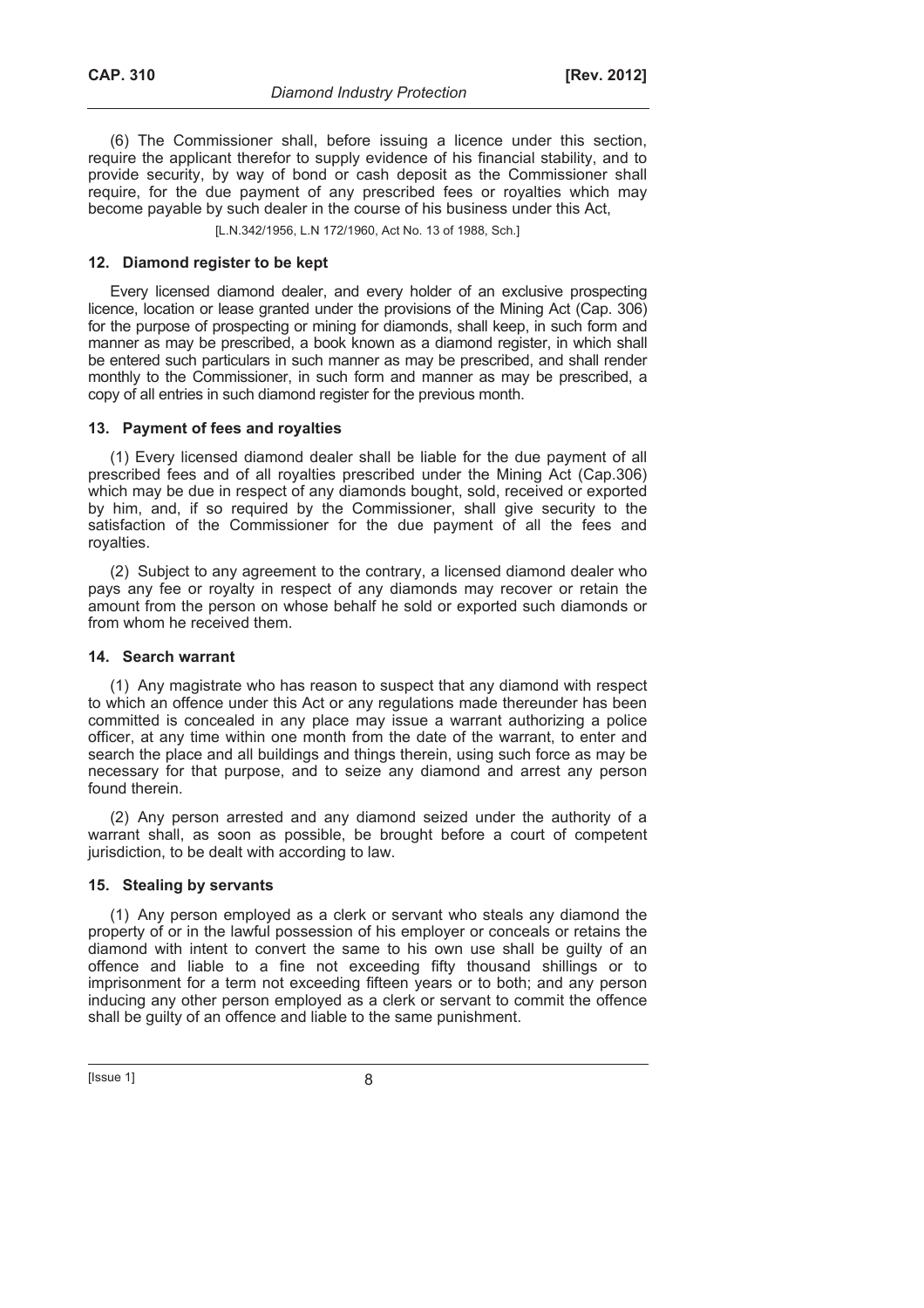(6) The Commissioner shall, before issuing a licence under this section, require the applicant therefor to supply evidence of his financial stability, and to provide security, by way of bond or cash deposit as the Commissioner shall require, for the due payment of any prescribed fees or royalties which may become payable by such dealer in the course of his business under this Act,

[L.N.342/1956, L.N 172/1960, Act No. 13 of 1988, Sch.]

### 12. Diamond register to be kept

Every licensed diamond dealer, and every holder of an exclusive prospecting licence, location or lease granted under the provisions of the Mining Act (Cap. 306) for the purpose of prospecting or mining for diamonds, shall keep, in such form and manner as may be prescribed, a book known as a diamond register, in which shall be entered such particulars in such manner as may be prescribed, and shall render monthly to the Commissioner, in such form and manner as may be prescribed, a copy of all entries in such diamond register for the previous month.

### 13. Payment of fees and royalties

(1) Every licensed diamond dealer shall be liable for the due payment of all prescribed fees and of all royalties prescribed under the Mining Act (Cap.306) which may be due in respect of any diamonds bought, sold, received or exported by him, and, if so required by the Commissioner, shall give security to the satisfaction of the Commissioner for the due payment of all the fees and royalties.

(2) Subject to any agreement to the contrary, a licensed diamond dealer who pays any fee or royalty in respect of any diamonds may recover or retain the amount from the person on whose behalf he sold or exported such diamonds or from whom he received them.

### 14. Search warrant

(1) Any magistrate who has reason to suspect that any diamond with respect to which an offence under this Act or any regulations made thereunder has been committed is concealed in any place may issue a warrant authorizing a police officer, at any time within one month from the date of the warrant, to enter and search the place and all buildings and things therein, using such force as may be necessary for that purpose, and to seize any diamond and arrest any person found therein.

(2) Any person arrested and any diamond seized under the authority of a warrant shall, as soon as possible, be brought before a court of competent jurisdiction, to be dealt with according to law.

### 15. Stealing by servants

(1) Any person employed as a clerk or servant who steals any diamond the property of or in the lawful possession of his employer or conceals or retains the diamond with intent to convert the same to his own use shall be guilty of an offence and liable to a fine not exceeding fifty thousand shillings or to imprisonment for a term not exceeding fifteen years or to both; and any person inducing any other person employed as a clerk or servant to commit the offence shall be guilty of an offence and liable to the same punishment.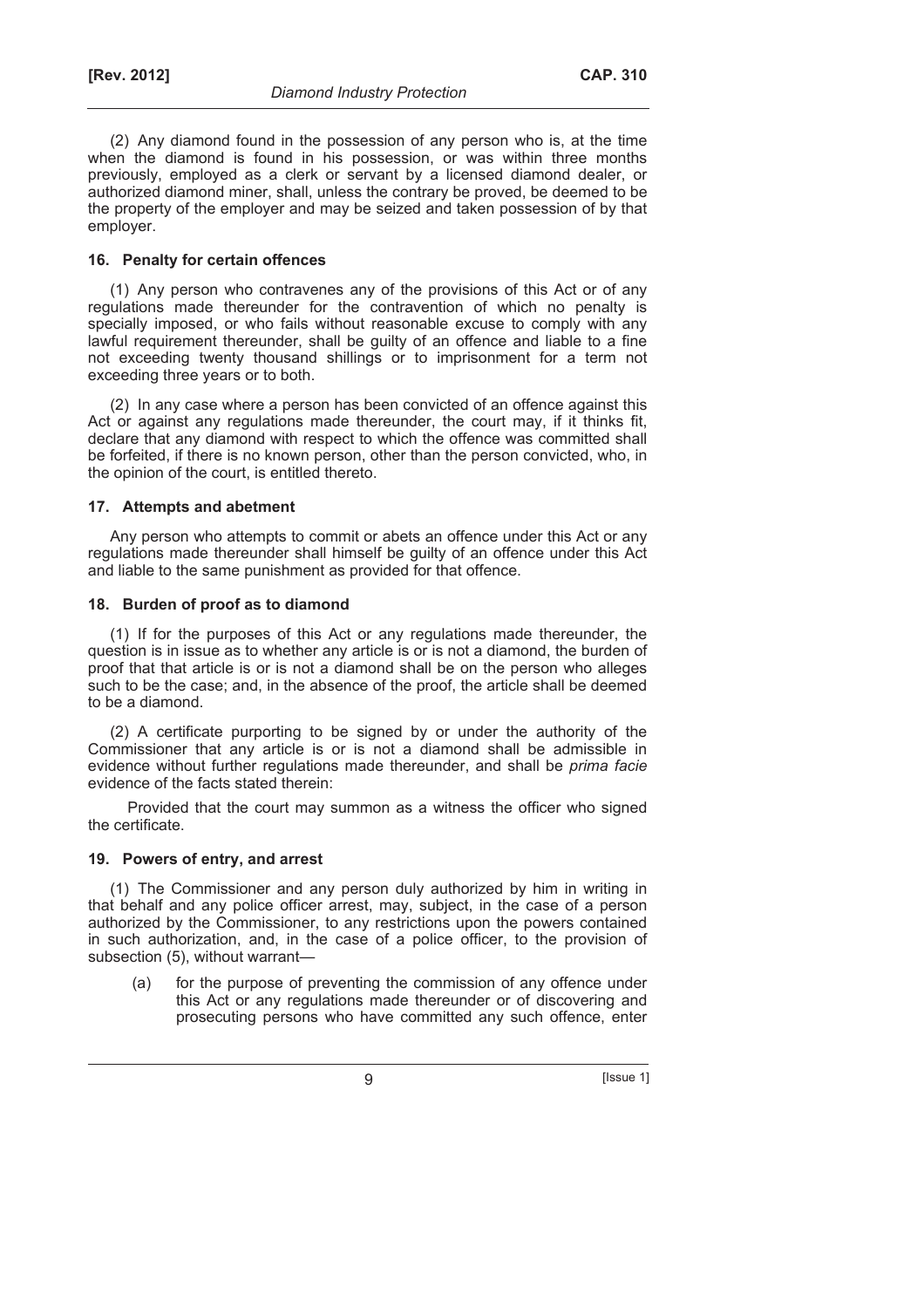(2) Any diamond found in the possession of any person who is, at the time when the diamond is found in his possession, or was within three months previously, employed as a clerk or servant by a licensed diamond dealer, or authorized diamond miner, shall, unless the contrary be proved, be deemed to be the property of the employer and may be seized and taken possession of by that employer.

### 16. Penalty for certain offences

(1) Any person who contravenes any of the provisions of this Act or of any regulations made thereunder for the contravention of which no penalty is specially imposed, or who fails without reasonable excuse to comply with any lawful requirement thereunder, shall be guilty of an offence and liable to a fine not exceeding twenty thousand shillings or to imprisonment for a term not exceeding three years or to both.

(2) In any case where a person has been convicted of an offence against this Act or against any regulations made thereunder, the court may, if it thinks fit, declare that any diamond with respect to which the offence was committed shall be forfeited, if there is no known person, other than the person convicted, who, in the opinion of the court, is entitled thereto.

### 17. Attempts and abetment

Any person who attempts to commit or abets an offence under this Act or any regulations made thereunder shall himself be guilty of an offence under this Act and liable to the same punishment as provided for that offence.

### 18. Burden of proof as to diamond

(1) If for the purposes of this Act or any regulations made thereunder, the question is in issue as to whether any article is or is not a diamond, the burden of proof that that article is or is not a diamond shall be on the person who alleges such to be the case; and, in the absence of the proof, the article shall be deemed to be a diamond.

(2) A certificate purporting to be signed by or under the authority of the Commissioner that any article is or is not a diamond shall be admissible in evidence without further regulations made thereunder, and shall be *prima facie* evidence of the facts stated therein:

Provided that the court may summon as a witness the officer who signed the certificate.

### 19. Powers of entry, and arrest

(1) The Commissioner and any person duly authorized by him in writing in that behalf and any police officer arrest, may, subject, in the case of a person authorized by the Commissioner, to any restrictions upon the powers contained in such authorization, and, in the case of a police officer, to the provision of subsection (5), without warrant—

(a) for the purpose of preventing the commission of any offence under this Act or any regulations made thereunder or of discovering and prosecuting persons who have committed any such offence, enter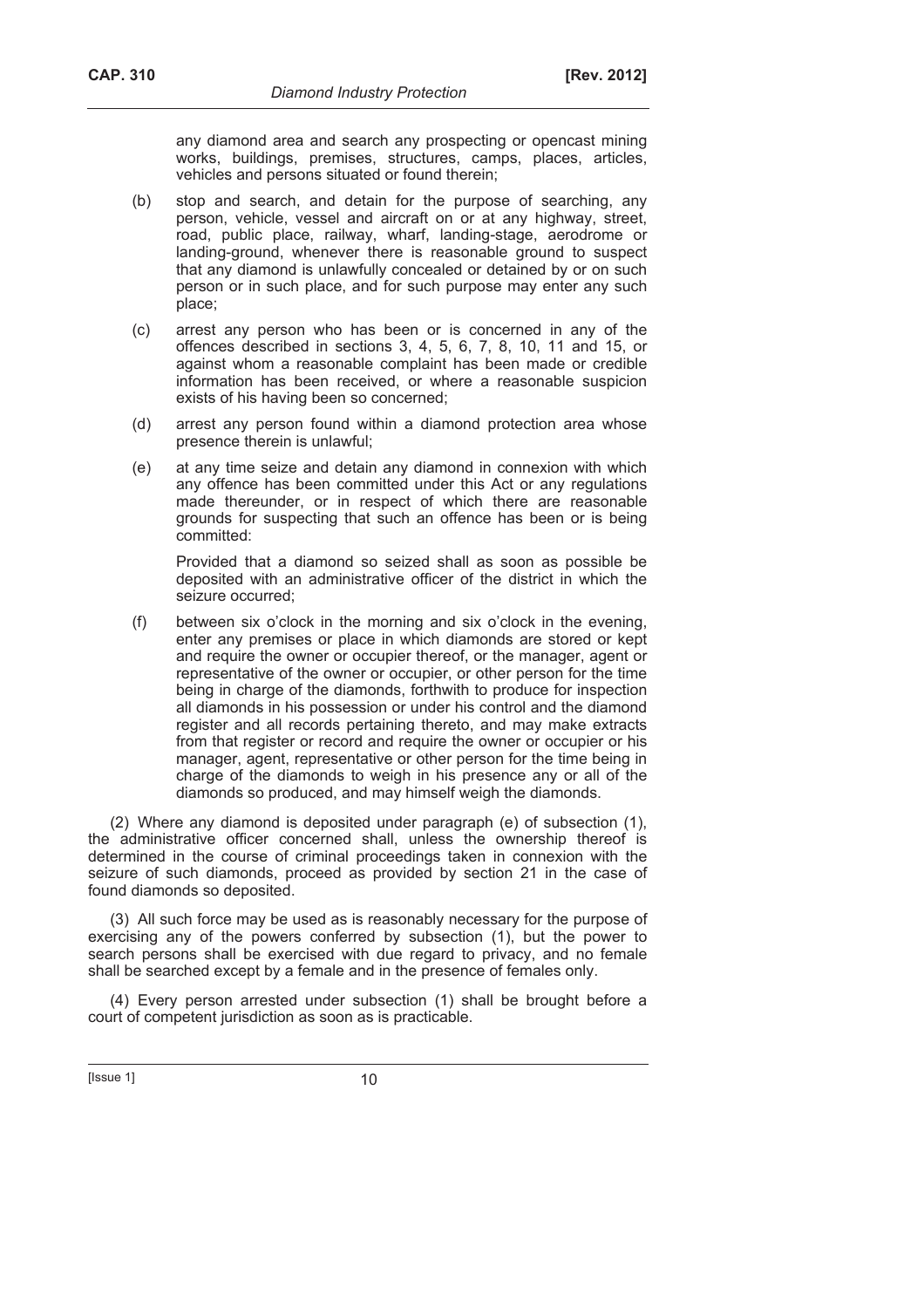any diamond area and search any prospecting or opencast mining works, buildings, premises, structures, camps, places, articles, vehicles and persons situated or found therein;

(b) stop and search, and detain for the purpose of searching, any person, vehicle, vessel and aircraft on or at any highway, street, road, public place, railway, wharf, landing-stage, aerodrome or landing-ground, whenever there is reasonable ground to suspect that any diamond is unlawfully concealed or detained by or on such person or in such place, and for such purpose may enter any such place;

(c) arrest any person who has been or is concerned in any of the offences described in sections 3, 4, 5, 6, 7, 8, 10, 11 and 15, or against whom a reasonable complaint has been made or credible information has been received, or where a reasonable suspicion exists of his having been so concerned;

(d) arrest any person found within a diamond protection area whose presence therein is unlawful;

(e) at any time seize and detain any diamond in connexion with which any offence has been committed under this Act or any regulations made thereunder, or in respect of which there are reasonable grounds for suspecting that such an offence has been or is being committed:

Provided that a diamond so seized shall as soon as possible be deposited with an administrative officer of the district in which the seizure occurred;

(f) between six o'clock in the morning and six o'clock in the evening, enter any premises or place in which diamonds are stored or kept and require the owner or occupier thereof, or the manager, agent or representative of the owner or occupier, or other person for the time being in charge of the diamonds, forthwith to produce for inspection all diamonds in his possession or under his control and the diamond register and all records pertaining thereto, and may make extracts from that register or record and require the owner or occupier or his manager, agent, representative or other person for the time being in charge of the diamonds to weigh in his presence any or all of the diamonds so produced, and may himself weigh the diamonds.

(2) Where any diamond is deposited under paragraph (e) of subsection (1), the administrative officer concerned shall, unless the ownership thereof is determined in the course of criminal proceedings taken in connexion with the seizure of such diamonds, proceed as provided by section 21 in the case of found diamonds so deposited.

(3) All such force may be used as is reasonably necessary for the purpose of exercising any of the powers conferred by subsection (1), but the power to search persons shall be exercised with due regard to privacy, and no female shall be searched except by a female and in the presence of females only.

(4) Every person arrested under subsection (1) shall be brought before a court of competent jurisdiction as soon as is practicable.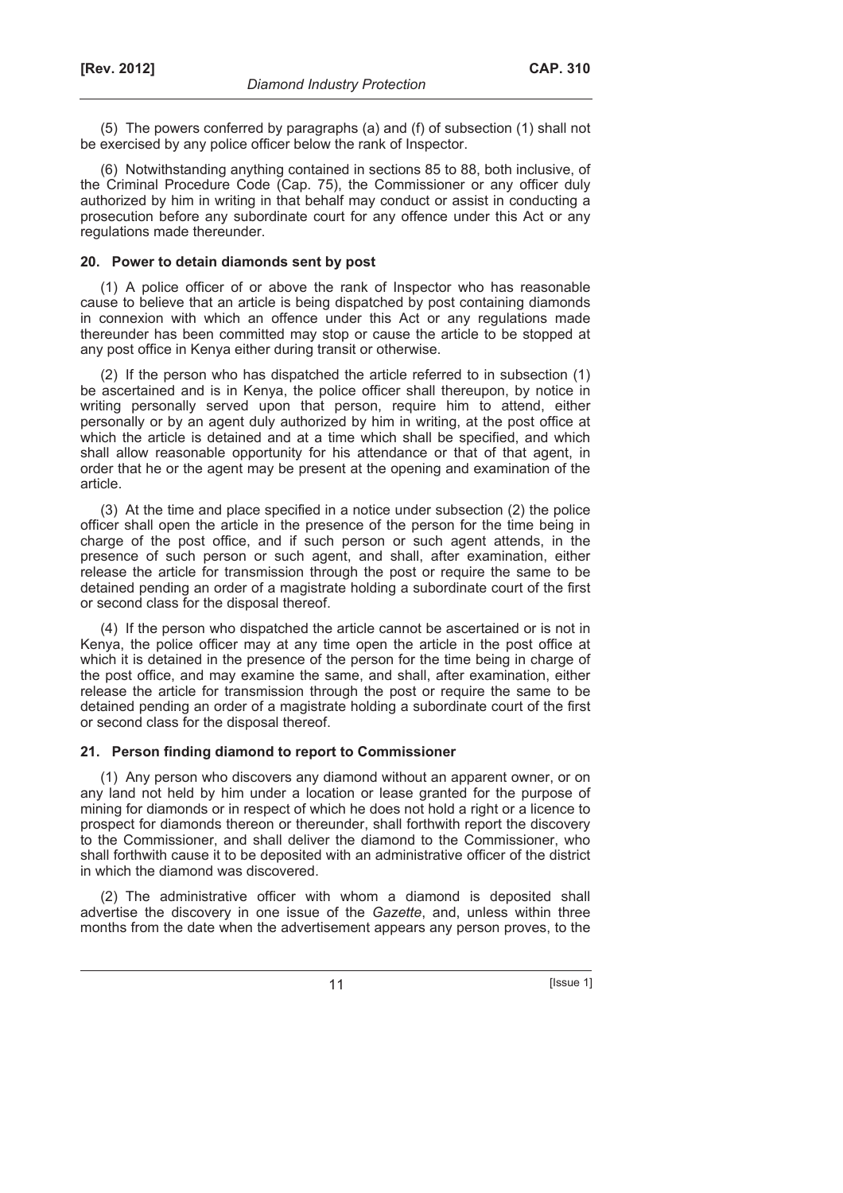(5) The powers conferred by paragraphs (a) and (f) of subsection (1) shall not be exercised by any police officer below the rank of Inspector.

(6) Notwithstanding anything contained in sections 85 to 88, both inclusive, of the Criminal Procedure Code (Cap. 75), the Commissioner or any officer duly authorized by him in writing in that behalf may conduct or assist in conducting a prosecution before any subordinate court for any offence under this Act or any regulations made thereunder.

## 20. Power to detain diamonds sent by post

(1) A police officer of or above the rank of Inspector who has reasonable cause to believe that an article is being dispatched by post containing diamonds in connexion with which an offence under this Act or any regulations made thereunder has been committed may stop or cause the article to be stopped at any post office in Kenya either during transit or otherwise.

(2) If the person who has dispatched the article referred to in subsection (1) be ascertained and is in Kenya, the police officer shall thereupon, by notice in writing personally served upon that person, require him to attend, either personally or by an agent duly authorized by him in writing, at the post office at which the article is detained and at a time which shall be specified, and which shall allow reasonable opportunity for his attendance or that of that agent, in order that he or the agent may be present at the opening and examination of the article.

(3) At the time and place specified in a notice under subsection (2) the police officer shall open the article in the presence of the person for the time being in charge of the post office, and if such person or such agent attends, in the presence of such person or such agent, and shall, after examination, either release the article for transmission through the post or require the same to be detained pending an order of a magistrate holding a subordinate court of the first or second class for the disposal thereof.

(4) If the person who dispatched the article cannot be ascertained or is not in Kenya, the police officer may at any time open the article in the post office at which it is detained in the presence of the person for the time being in charge of the post office, and may examine the same, and shall, after examination, either release the article for transmission through the post or require the same to be detained pending an order of a magistrate holding a subordinate court of the first or second class for the disposal thereof.

## 21. Person finding diamond to report to Commissioner

(1) Any person who discovers any diamond without an apparent owner, or on any land not held by him under a location or lease granted for the purpose of mining for diamonds or in respect of which he does not hold a right or a licence to prospect for diamonds thereon or thereunder, shall forthwith report the discovery to the Commissioner, and shall deliver the diamond to the Commissioner, who shall forthwith cause it to be deposited with an administrative officer of the district in which the diamond was discovered.

(2) The administrative officer with whom a diamond is deposited shall advertise the discovery in one issue of the *Gazette*, and, unless within three months from the date when the advertisement appears any person proves, to the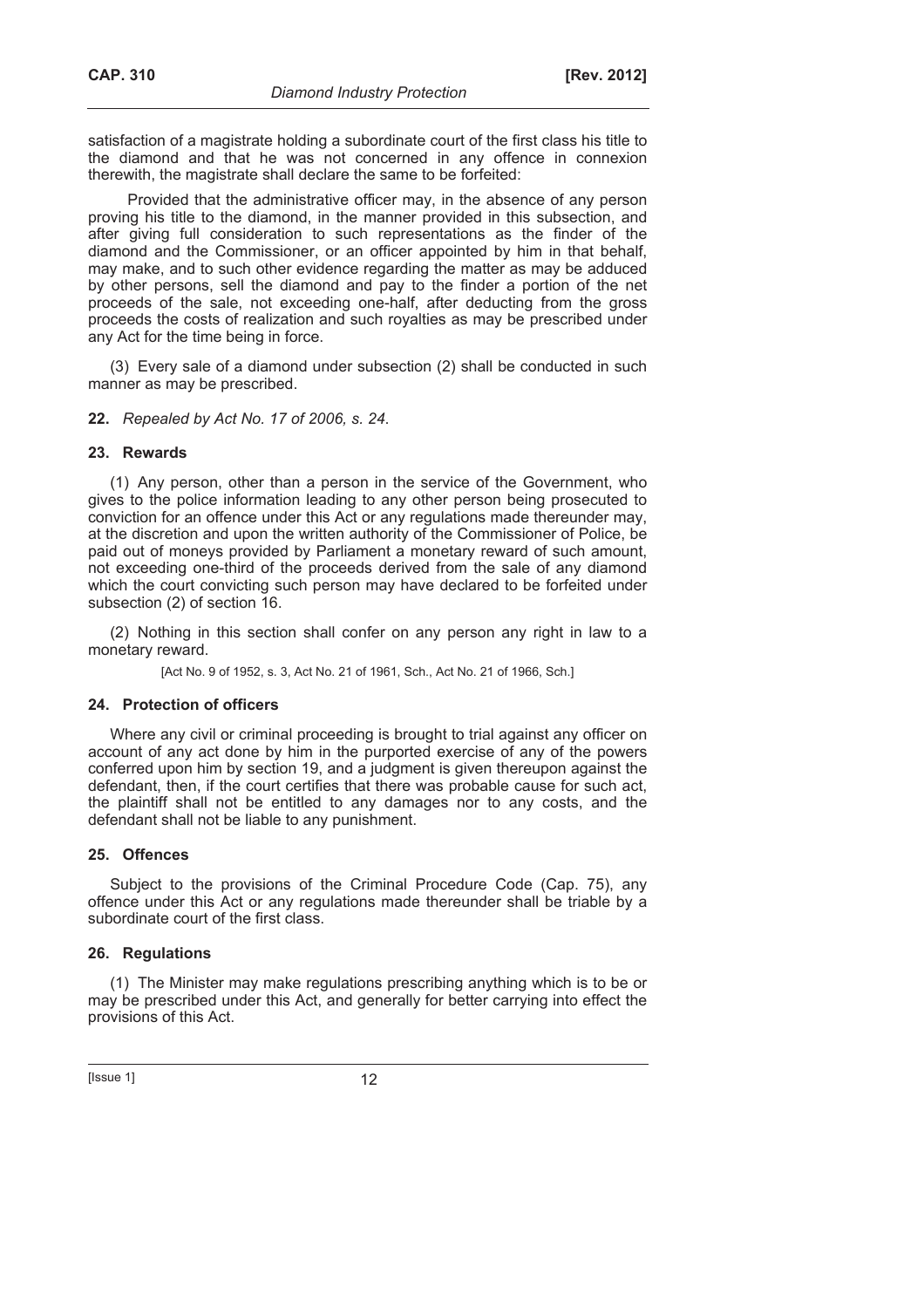satisfaction of a magistrate holding a subordinate court of the first class his title to the diamond and that he was not concerned in any offence in connexion therewith, the magistrate shall declare the same to be forfeited:

Provided that the administrative officer may, in the absence of any person proving his title to the diamond, in the manner provided in this subsection, and after giving full consideration to such representations as the finder of the diamond and the Commissioner, or an officer appointed by him in that behalf, may make, and to such other evidence regarding the matter as may be adduced by other persons, sell the diamond and pay to the finder a portion of the net proceeds of the sale, not exceeding one-half, after deducting from the gross proceeds the costs of realization and such royalties as may be prescribed under any Act for the time being in force.

(3) Every sale of a diamond under subsection (2) shall be conducted in such manner as may be prescribed.

**22.** *Repealed by Act No. 17 of 2006, s. 24.*

### 23. Rewards

(1) Any person, other than a person in the service of the Government, who gives to the police information leading to any other person being prosecuted to conviction for an offence under this Act or any regulations made thereunder may, at the discretion and upon the written authority of the Commissioner of Police, be paid out of moneys provided by Parliament a monetary reward of such amount, not exceeding one-third of the proceeds derived from the sale of any diamond which the court convicting such person may have declared to be forfeited under subsection (2) of section 16.

(2) Nothing in this section shall confer on any person any right in law to a monetary reward.

[Act No. 9 of 1952, s. 3, Act No. 21 of 1961, Sch., Act No. 21 of 1966, Sch.]

### 24. Protection of officers

Where any civil or criminal proceeding is brought to trial against any officer on account of any act done by him in the purported exercise of any of the powers conferred upon him by section 19, and a judgment is given thereupon against the defendant, then, if the court certifies that there was probable cause for such act, the plaintiff shall not be entitled to any damages nor to any costs, and the defendant shall not be liable to any punishment.

### 25. Offences

Subject to the provisions of the Criminal Procedure Code (Cap. 75), any offence under this Act or any regulations made thereunder shall be triable by a subordinate court of the first class.

### 26. Regulations

(1) The Minister may make regulations prescribing anything which is to be or may be prescribed under this Act, and generally for better carrying into effect the provisions of this Act.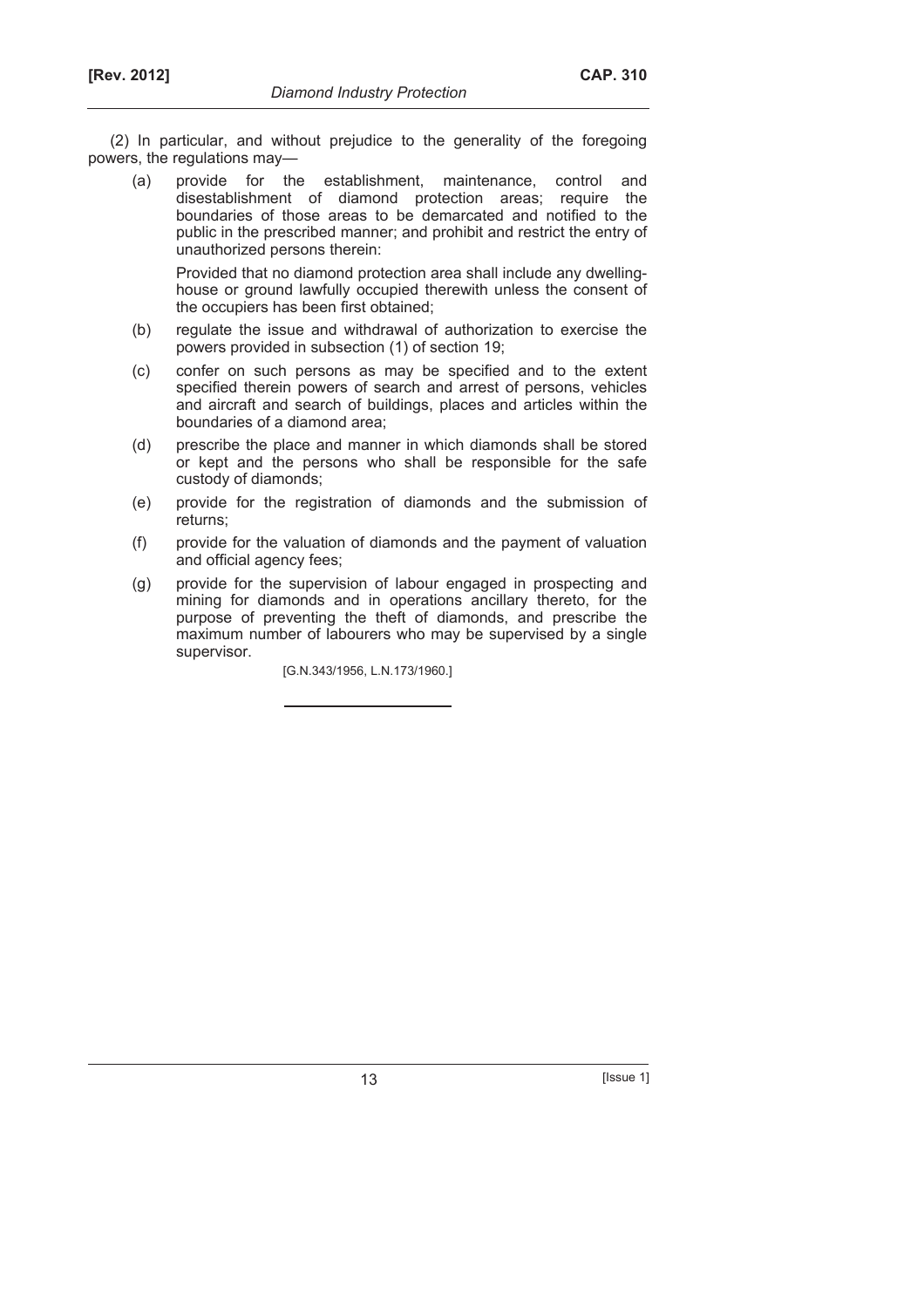(2) In particular, and without prejudice to the generality of the foregoing powers, the regulations may—

(a) provide for the establishment, maintenance, control and disestablishment of diamond protection areas; require the boundaries of those areas to be demarcated and notified to the public in the prescribed manner; and prohibit and restrict the entry of unauthorized persons therein:

Provided that no diamond protection area shall include any dwelling-house or ground lawfully occupied therewith unless the consent of the occupiers has been first obtained;

(b) regulate the issue and withdrawal of authorization to exercise the powers provided in subsection (1) of section 19;

(c) confer on such persons as may be specified and to the extent specified therein powers of search and arrest of persons, vehicles and aircraft and search of buildings, places and articles within the boundaries of a diamond area;

(d) prescribe the place and manner in which diamonds shall be stored or kept and the persons who shall be responsible for the safe custody of diamonds;

(e) provide for the registration of diamonds and the submission of returns;

(f) provide for the valuation of diamonds and the payment of valuation and official agency fees;

(g) provide for the supervision of labour engaged in prospecting and mining for diamonds and in operations ancillary thereto, for the purpose of preventing the theft of diamonds, and prescribe the maximum number of labourers who may be supervised by a single supervisor.

[G.N.343/1956, L.N.173/1960.]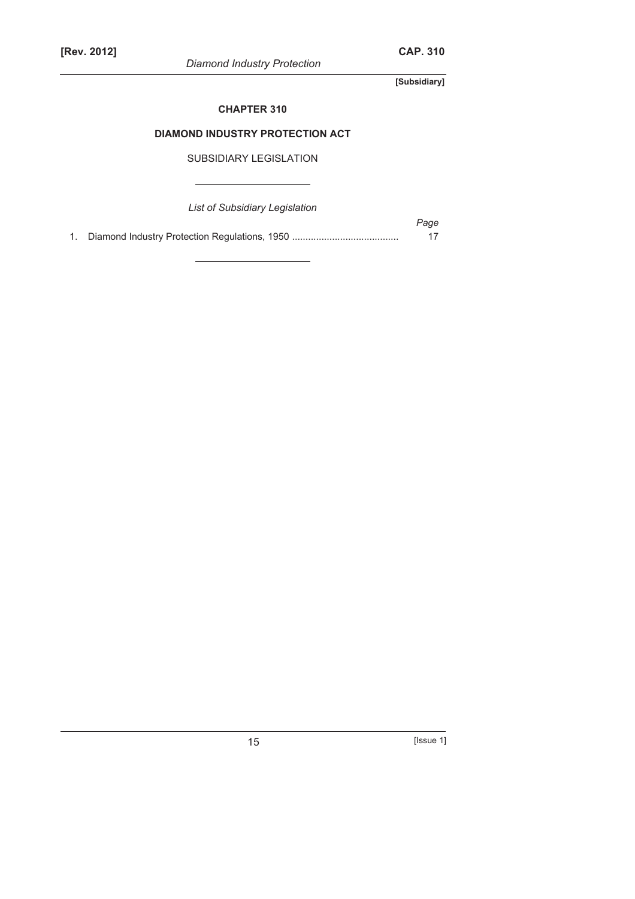**[Subsidiary]**

## CHAPTER 310

## DIAMOND INDUSTRY PROTECTION ACT

SUBSIDIARY LEGISLATION

---

*List of Subsidiary Legislation*

| | | *Page* |
|---|---|---|
| 1. | Diamond Industry Protection Regulations, 1950 ....................................... | 17 |

---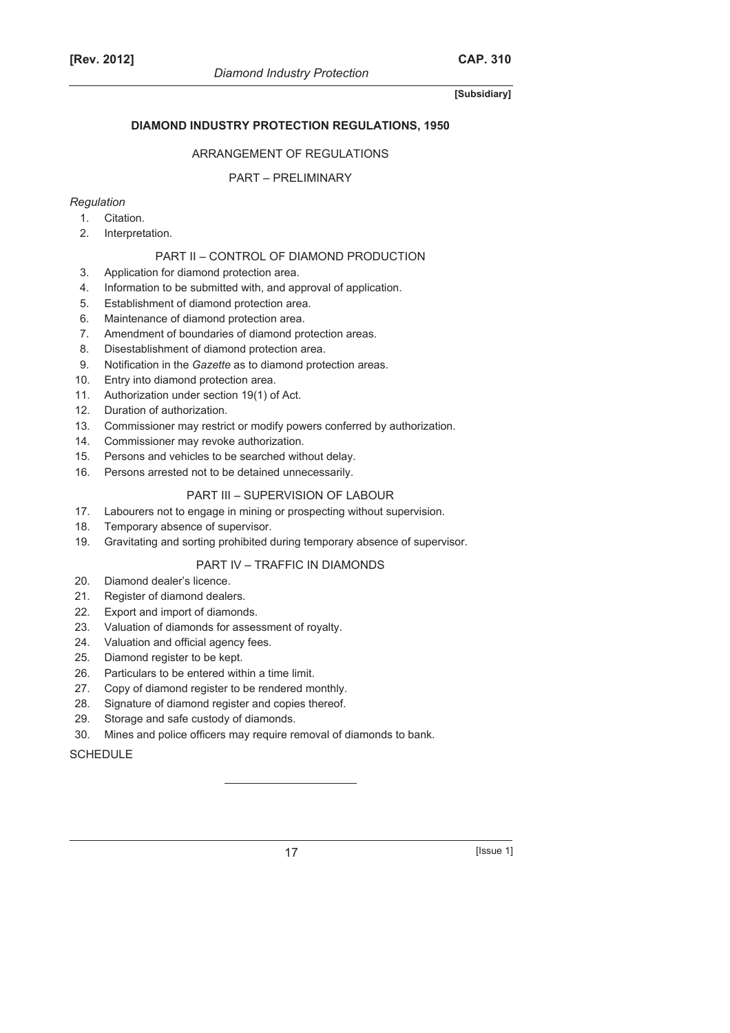**[Subsidiary]**

## DIAMOND INDUSTRY PROTECTION REGULATIONS, 1950

ARRANGEMENT OF REGULATIONS

PART – PRELIMINARY

*Regulation*

1. Citation.
2. Interpretation.

PART II – CONTROL OF DIAMOND PRODUCTION

3. Application for diamond protection area.
4. Information to be submitted with, and approval of application.
5. Establishment of diamond protection area.
6. Maintenance of diamond protection area.
7. Amendment of boundaries of diamond protection areas.
8. Disestablishment of diamond protection area.
9. Notification in the *Gazette* as to diamond protection areas.
10. Entry into diamond protection area.
11. Authorization under section 19(1) of Act.
12. Duration of authorization.
13. Commissioner may restrict or modify powers conferred by authorization.
14. Commissioner may revoke authorization.
15. Persons and vehicles to be searched without delay.
16. Persons arrested not to be detained unnecessarily.

PART III – SUPERVISION OF LABOUR

17. Labourers not to engage in mining or prospecting without supervision.
18. Temporary absence of supervisor.
19. Gravitating and sorting prohibited during temporary absence of supervisor.

PART IV – TRAFFIC IN DIAMONDS

20. Diamond dealer's licence.
21. Register of diamond dealers.
22. Export and import of diamonds.
23. Valuation of diamonds for assessment of royalty.
24. Valuation and official agency fees.
25. Diamond register to be kept.
26. Particulars to be entered within a time limit.
27. Copy of diamond register to be rendered monthly.
28. Signature of diamond register and copies thereof.
29. Storage and safe custody of diamonds.
30. Mines and police officers may require removal of diamonds to bank.

SCHEDULE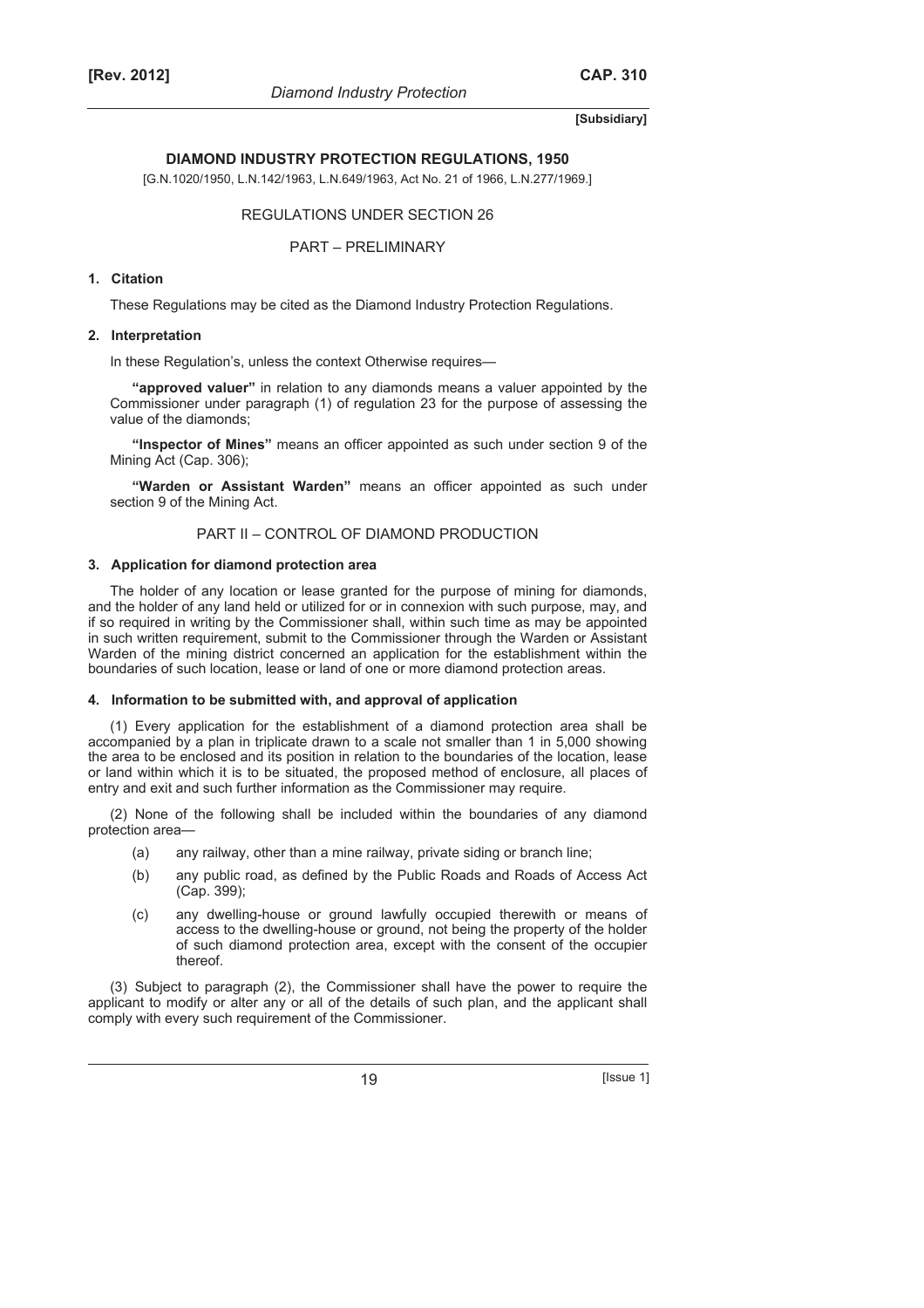**[Subsidiary]**

## DIAMOND INDUSTRY PROTECTION REGULATIONS, 1950

[G.N.1020/1950, L.N.142/1963, L.N.649/1963, Act No. 21 of 1966, L.N.277/1969.]

REGULATIONS UNDER SECTION 26

PART – PRELIMINARY

### 1. Citation

These Regulations may be cited as the Diamond Industry Protection Regulations.

### 2. Interpretation

In these Regulation's, unless the context Otherwise requires—

**"approved valuer"** in relation to any diamonds means a valuer appointed by the Commissioner under paragraph (1) of regulation 23 for the purpose of assessing the value of the diamonds;

**"Inspector of Mines"** means an officer appointed as such under section 9 of the Mining Act (Cap. 306);

**"Warden or Assistant Warden"** means an officer appointed as such under section 9 of the Mining Act.

PART II – CONTROL OF DIAMOND PRODUCTION

### 3. Application for diamond protection area

The holder of any location or lease granted for the purpose of mining for diamonds, and the holder of any land held or utilized for or in connexion with such purpose, may, and if so required in writing by the Commissioner shall, within such time as may be appointed in such written requirement, submit to the Commissioner through the Warden or Assistant Warden of the mining district concerned an application for the establishment within the boundaries of such location, lease or land of one or more diamond protection areas.

### 4. Information to be submitted with, and approval of application

(1) Every application for the establishment of a diamond protection area shall be accompanied by a plan in triplicate drawn to a scale not smaller than 1 in 5,000 showing the area to be enclosed and its position in relation to the boundaries of the location, lease or land within which it is to be situated, the proposed method of enclosure, all places of entry and exit and such further information as the Commissioner may require.

(2) None of the following shall be included within the boundaries of any diamond protection area—

- (a) any railway, other than a mine railway, private siding or branch line;
- (b) any public road, as defined by the Public Roads and Roads of Access Act (Cap. 399);
- (c) any dwelling-house or ground lawfully occupied therewith or means of access to the dwelling-house or ground, not being the property of the holder of such diamond protection area, except with the consent of the occupier thereof.

(3) Subject to paragraph (2), the Commissioner shall have the power to require the applicant to modify or alter any or all of the details of such plan, and the applicant shall comply with every such requirement of the Commissioner.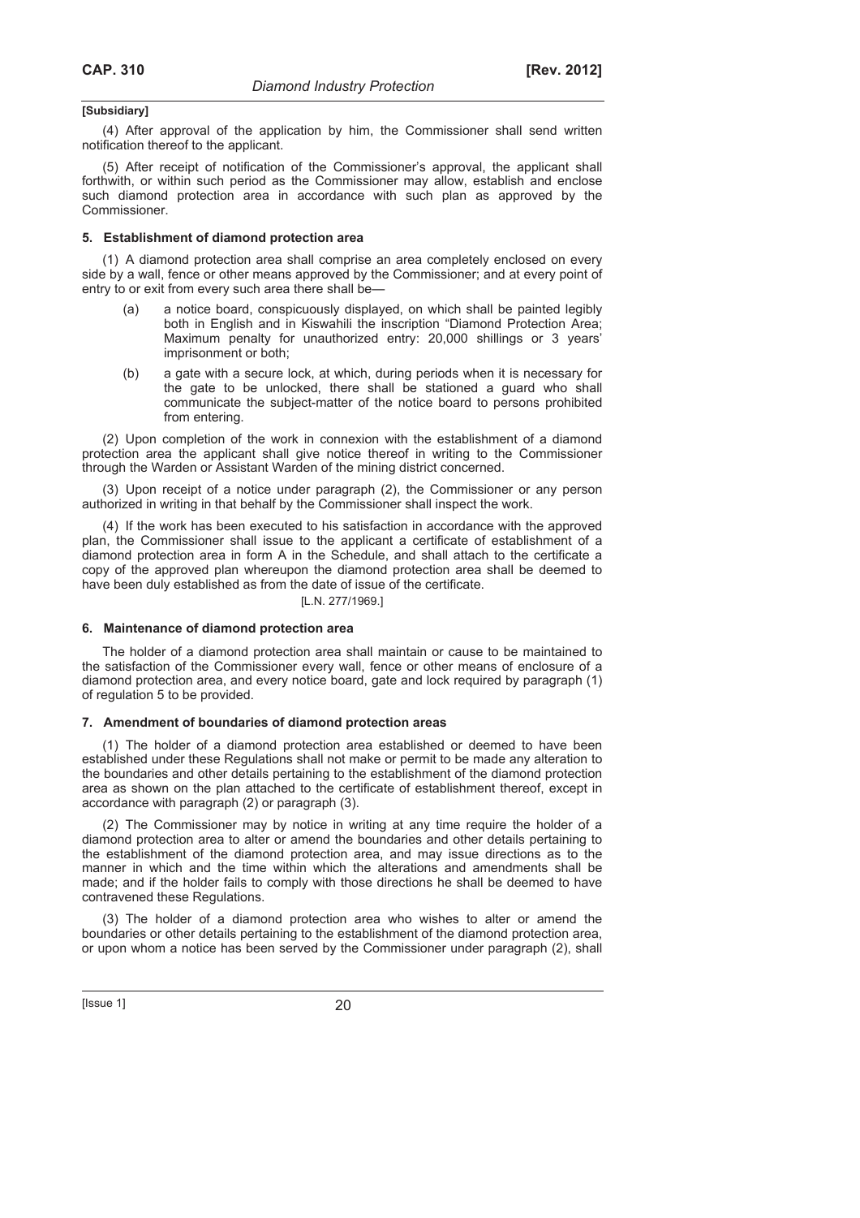[Subsidiary]

(4) After approval of the application by him, the Commissioner shall send written notification thereof to the applicant.

(5) After receipt of notification of the Commissioner's approval, the applicant shall forthwith, or within such period as the Commissioner may allow, establish and enclose such diamond protection area in accordance with such plan as approved by the Commissioner.

### 5. Establishment of diamond protection area

(1) A diamond protection area shall comprise an area completely enclosed on every side by a wall, fence or other means approved by the Commissioner; and at every point of entry to or exit from every such area there shall be—

- (a) a notice board, conspicuously displayed, on which shall be painted legibly both in English and in Kiswahili the inscription "Diamond Protection Area; Maximum penalty for unauthorized entry: 20,000 shillings or 3 years' imprisonment or both;
- (b) a gate with a secure lock, at which, during periods when it is necessary for the gate to be unlocked, there shall be stationed a guard who shall communicate the subject-matter of the notice board to persons prohibited from entering.

(2) Upon completion of the work in connexion with the establishment of a diamond protection area the applicant shall give notice thereof in writing to the Commissioner through the Warden or Assistant Warden of the mining district concerned.

(3) Upon receipt of a notice under paragraph (2), the Commissioner or any person authorized in writing in that behalf by the Commissioner shall inspect the work.

(4) If the work has been executed to his satisfaction in accordance with the approved plan, the Commissioner shall issue to the applicant a certificate of establishment of a diamond protection area in form A in the Schedule, and shall attach to the certificate a copy of the approved plan whereupon the diamond protection area shall be deemed to have been duly established as from the date of issue of the certificate.

[L.N. 277/1969.]

### 6. Maintenance of diamond protection area

The holder of a diamond protection area shall maintain or cause to be maintained to the satisfaction of the Commissioner every wall, fence or other means of enclosure of a diamond protection area, and every notice board, gate and lock required by paragraph (1) of regulation 5 to be provided.

### 7. Amendment of boundaries of diamond protection areas

(1) The holder of a diamond protection area established or deemed to have been established under these Regulations shall not make or permit to be made any alteration to the boundaries and other details pertaining to the establishment of the diamond protection area as shown on the plan attached to the certificate of establishment thereof, except in accordance with paragraph (2) or paragraph (3).

(2) The Commissioner may by notice in writing at any time require the holder of a diamond protection area to alter or amend the boundaries and other details pertaining to the establishment of the diamond protection area, and may issue directions as to the manner in which and the time within which the alterations and amendments shall be made; and if the holder fails to comply with those directions he shall be deemed to have contravened these Regulations.

(3) The holder of a diamond protection area who wishes to alter or amend the boundaries or other details pertaining to the establishment of the diamond protection area, or upon whom a notice has been served by the Commissioner under paragraph (2), shall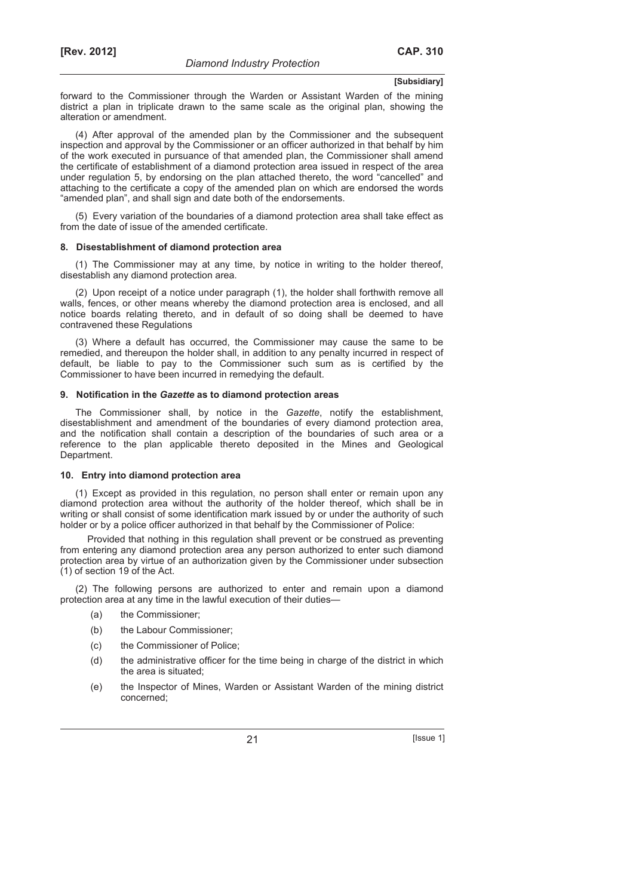forward to the Commissioner through the Warden or Assistant Warden of the mining district a plan in triplicate drawn to the same scale as the original plan, showing the alteration or amendment.

(4) After approval of the amended plan by the Commissioner and the subsequent inspection and approval by the Commissioner or an officer authorized in that behalf by him of the work executed in pursuance of that amended plan, the Commissioner shall amend the certificate of establishment of a diamond protection area issued in respect of the area under regulation 5, by endorsing on the plan attached thereto, the word "cancelled" and attaching to the certificate a copy of the amended plan on which are endorsed the words "amended plan", and shall sign and date both of the endorsements.

(5) Every variation of the boundaries of a diamond protection area shall take effect as from the date of issue of the amended certificate.

### 8. Disestablishment of diamond protection area

(1) The Commissioner may at any time, by notice in writing to the holder thereof, disestablish any diamond protection area.

(2) Upon receipt of a notice under paragraph (1), the holder shall forthwith remove all walls, fences, or other means whereby the diamond protection area is enclosed, and all notice boards relating thereto, and in default of so doing shall be deemed to have contravened these Regulations

(3) Where a default has occurred, the Commissioner may cause the same to be remedied, and thereupon the holder shall, in addition to any penalty incurred in respect of default, be liable to pay to the Commissioner such sum as is certified by the Commissioner to have been incurred in remedying the default.

### 9. Notification in the *Gazette* as to diamond protection areas

The Commissioner shall, by notice in the *Gazette*, notify the establishment, disestablishment and amendment of the boundaries of every diamond protection area, and the notification shall contain a description of the boundaries of such area or a reference to the plan applicable thereto deposited in the Mines and Geological Department.

### 10. Entry into diamond protection area

(1) Except as provided in this regulation, no person shall enter or remain upon any diamond protection area without the authority of the holder thereof, which shall be in writing or shall consist of some identification mark issued by or under the authority of such holder or by a police officer authorized in that behalf by the Commissioner of Police:

Provided that nothing in this regulation shall prevent or be construed as preventing from entering any diamond protection area any person authorized to enter such diamond protection area by virtue of an authorization given by the Commissioner under subsection (1) of section 19 of the Act.

(2) The following persons are authorized to enter and remain upon a diamond protection area at any time in the lawful execution of their duties—

- (a) the Commissioner;
- (b) the Labour Commissioner;
- (c) the Commissioner of Police;
- (d) the administrative officer for the time being in charge of the district in which the area is situated;
- (e) the Inspector of Mines, Warden or Assistant Warden of the mining district concerned;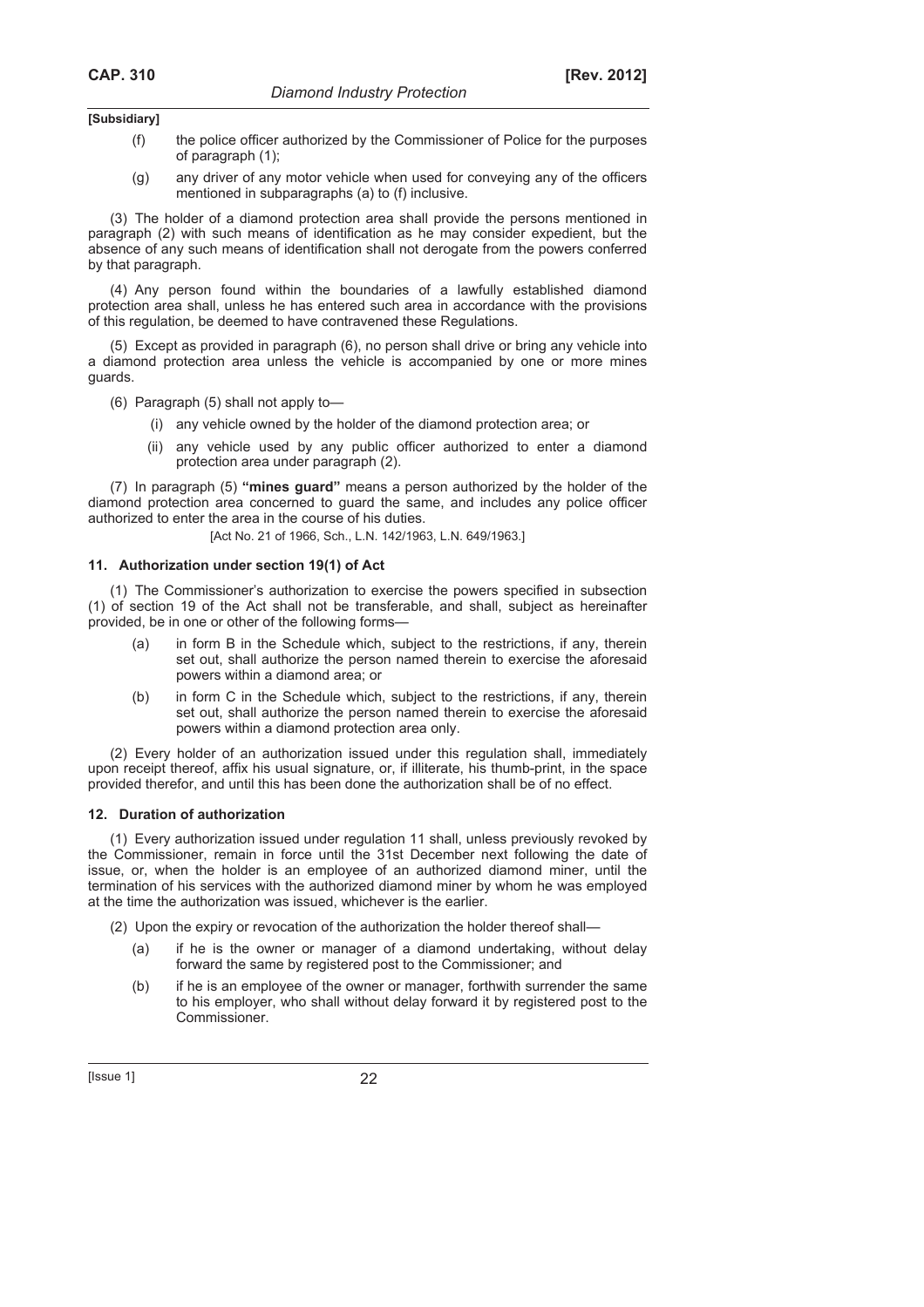**[Subsidiary]**

(f) the police officer authorized by the Commissioner of Police for the purposes of paragraph (1);

(g) any driver of any motor vehicle when used for conveying any of the officers mentioned in subparagraphs (a) to (f) inclusive.

(3) The holder of a diamond protection area shall provide the persons mentioned in paragraph (2) with such means of identification as he may consider expedient, but the absence of any such means of identification shall not derogate from the powers conferred by that paragraph.

(4) Any person found within the boundaries of a lawfully established diamond protection area shall, unless he has entered such area in accordance with the provisions of this regulation, be deemed to have contravened these Regulations.

(5) Except as provided in paragraph (6), no person shall drive or bring any vehicle into a diamond protection area unless the vehicle is accompanied by one or more mines guards.

(6) Paragraph (5) shall not apply to—

(i) any vehicle owned by the holder of the diamond protection area; or

(ii) any vehicle used by any public officer authorized to enter a diamond protection area under paragraph (2).

(7) In paragraph (5) **"mines guard"** means a person authorized by the holder of the diamond protection area concerned to guard the same, and includes any police officer authorized to enter the area in the course of his duties.

[Act No. 21 of 1966, Sch., L.N. 142/1963, L.N. 649/1963.]

### 11. Authorization under section 19(1) of Act

(1) The Commissioner's authorization to exercise the powers specified in subsection (1) of section 19 of the Act shall not be transferable, and shall, subject as hereinafter provided, be in one or other of the following forms—

(a) in form B in the Schedule which, subject to the restrictions, if any, therein set out, shall authorize the person named therein to exercise the aforesaid powers within a diamond area; or

(b) in form C in the Schedule which, subject to the restrictions, if any, therein set out, shall authorize the person named therein to exercise the aforesaid powers within a diamond protection area only.

(2) Every holder of an authorization issued under this regulation shall, immediately upon receipt thereof, affix his usual signature, or, if illiterate, his thumb-print, in the space provided therefor, and until this has been done the authorization shall be of no effect.

### 12. Duration of authorization

(1) Every authorization issued under regulation 11 shall, unless previously revoked by the Commissioner, remain in force until the 31st December next following the date of issue, or, when the holder is an employee of an authorized diamond miner, until the termination of his services with the authorized diamond miner by whom he was employed at the time the authorization was issued, whichever is the earlier.

(2) Upon the expiry or revocation of the authorization the holder thereof shall—

(a) if he is the owner or manager of a diamond undertaking, without delay forward the same by registered post to the Commissioner; and

(b) if he is an employee of the owner or manager, forthwith surrender the same to his employer, who shall without delay forward it by registered post to the Commissioner.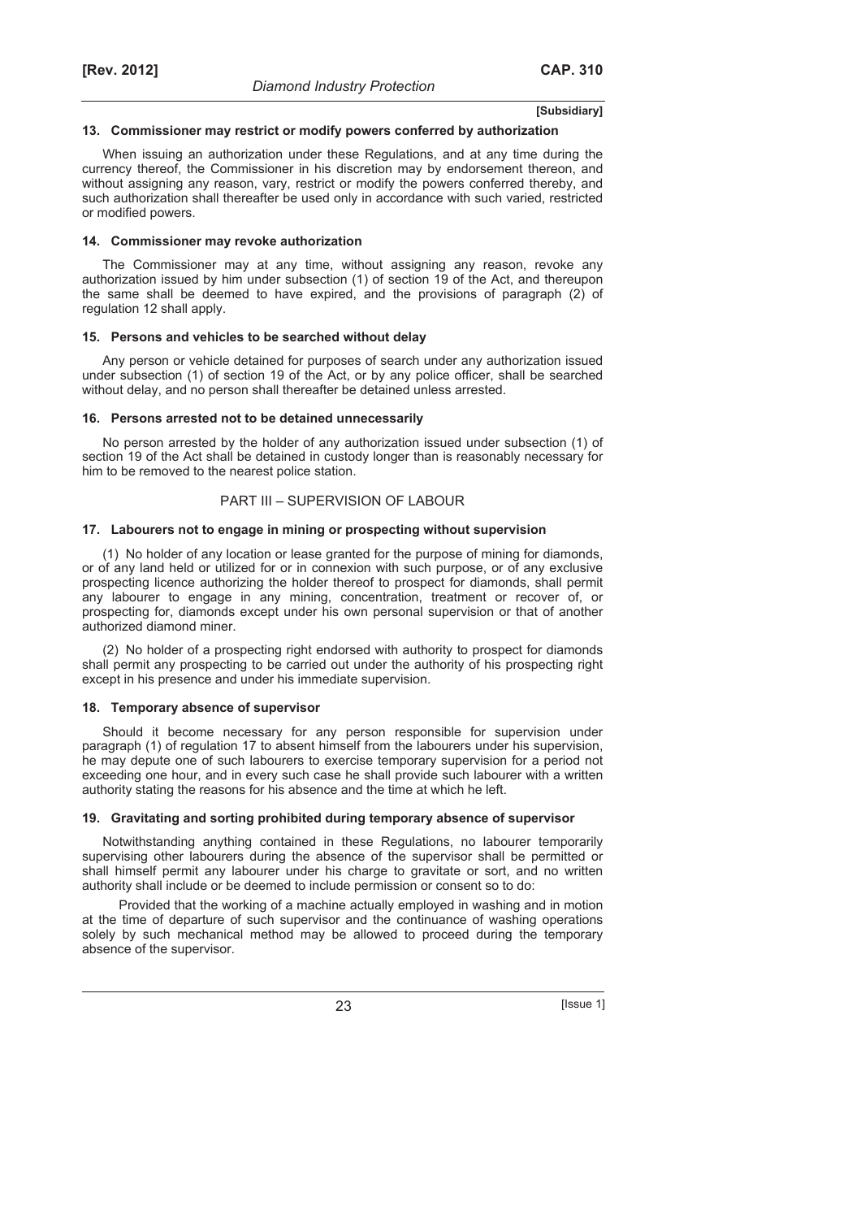**13. Commissioner may restrict or modify powers conferred by authorization**

When issuing an authorization under these Regulations, and at any time during the currency thereof, the Commissioner in his discretion may by endorsement thereon, and without assigning any reason, vary, restrict or modify the powers conferred thereby, and such authorization shall thereafter be used only in accordance with such varied, restricted or modified powers.

**14. Commissioner may revoke authorization**

The Commissioner may at any time, without assigning any reason, revoke any authorization issued by him under subsection (1) of section 19 of the Act, and thereupon the same shall be deemed to have expired, and the provisions of paragraph (2) of regulation 12 shall apply.

**15. Persons and vehicles to be searched without delay**

Any person or vehicle detained for purposes of search under any authorization issued under subsection (1) of section 19 of the Act, or by any police officer, shall be searched without delay, and no person shall thereafter be detained unless arrested.

**16. Persons arrested not to be detained unnecessarily**

No person arrested by the holder of any authorization issued under subsection (1) of section 19 of the Act shall be detained in custody longer than is reasonably necessary for him to be removed to the nearest police station.

## PART III – SUPERVISION OF LABOUR

**17. Labourers not to engage in mining or prospecting without supervision**

(1) No holder of any location or lease granted for the purpose of mining for diamonds, or of any land held or utilized for or in connexion with such purpose, or of any exclusive prospecting licence authorizing the holder thereof to prospect for diamonds, shall permit any labourer to engage in any mining, concentration, treatment or recover of, or prospecting for, diamonds except under his own personal supervision or that of another authorized diamond miner.

(2) No holder of a prospecting right endorsed with authority to prospect for diamonds shall permit any prospecting to be carried out under the authority of his prospecting right except in his presence and under his immediate supervision.

**18. Temporary absence of supervisor**

Should it become necessary for any person responsible for supervision under paragraph (1) of regulation 17 to absent himself from the labourers under his supervision, he may depute one of such labourers to exercise temporary supervision for a period not exceeding one hour, and in every such case he shall provide such labourer with a written authority stating the reasons for his absence and the time at which he left.

**19. Gravitating and sorting prohibited during temporary absence of supervisor**

Notwithstanding anything contained in these Regulations, no labourer temporarily supervising other labourers during the absence of the supervisor shall be permitted or shall himself permit any labourer under his charge to gravitate or sort, and no written authority shall include or be deemed to include permission or consent so to do:

Provided that the working of a machine actually employed in washing and in motion at the time of departure of such supervisor and the continuance of washing operations solely by such mechanical method may be allowed to proceed during the temporary absence of the supervisor.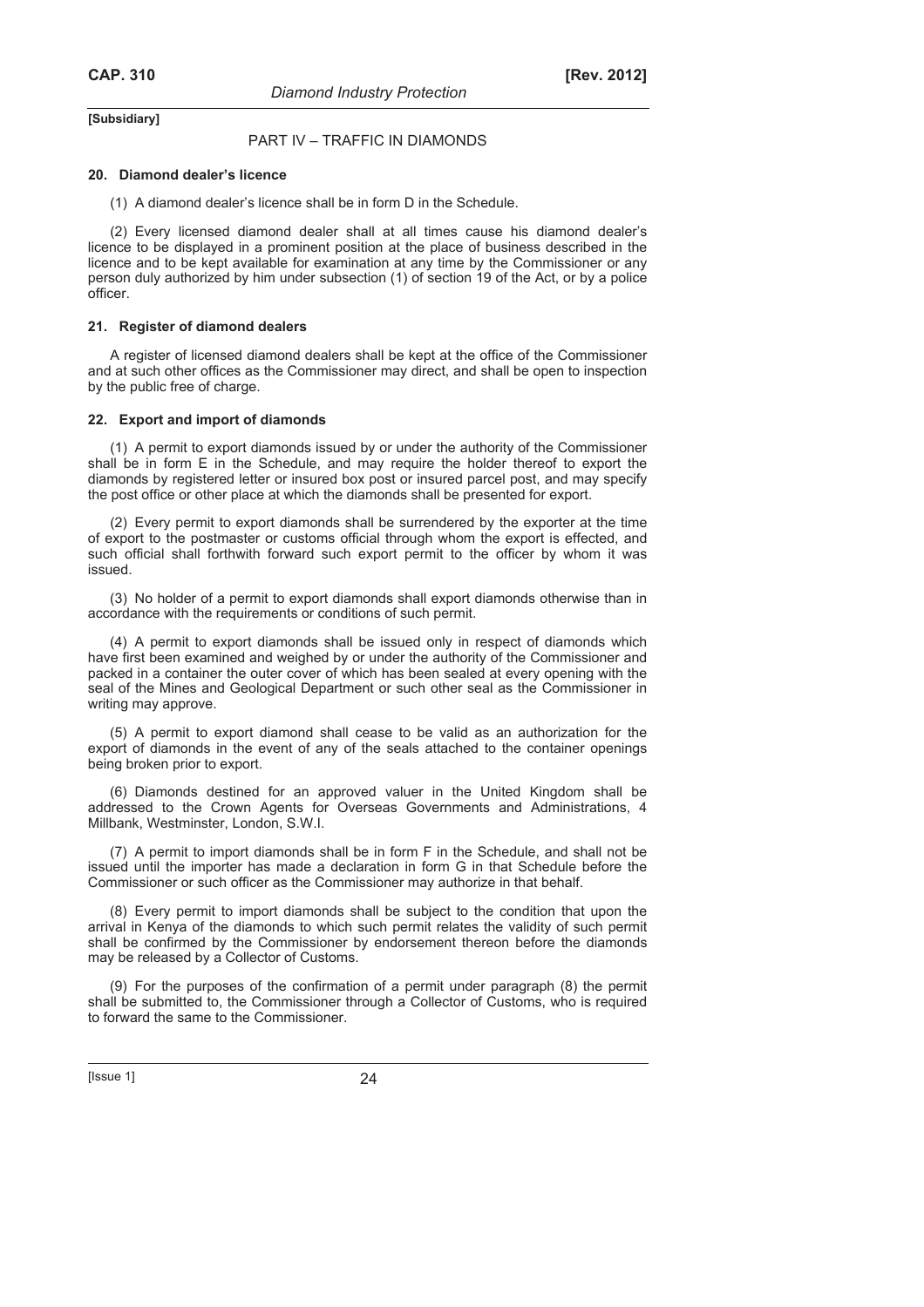**[Subsidiary]**

PART IV – TRAFFIC IN DIAMONDS

#### 20. Diamond dealer's licence

(1) A diamond dealer's licence shall be in form D in the Schedule.

(2) Every licensed diamond dealer shall at all times cause his diamond dealer's licence to be displayed in a prominent position at the place of business described in the licence and to be kept available for examination at any time by the Commissioner or any person duly authorized by him under subsection (1) of section 19 of the Act, or by a police officer.

#### 21. Register of diamond dealers

A register of licensed diamond dealers shall be kept at the office of the Commissioner and at such other offices as the Commissioner may direct, and shall be open to inspection by the public free of charge.

#### 22. Export and import of diamonds

(1) A permit to export diamonds issued by or under the authority of the Commissioner shall be in form E in the Schedule, and may require the holder thereof to export the diamonds by registered letter or insured box post or insured parcel post, and may specify the post office or other place at which the diamonds shall be presented for export.

(2) Every permit to export diamonds shall be surrendered by the exporter at the time of export to the postmaster or customs official through whom the export is effected, and such official shall forthwith forward such export permit to the officer by whom it was issued.

(3) No holder of a permit to export diamonds shall export diamonds otherwise than in accordance with the requirements or conditions of such permit.

(4) A permit to export diamonds shall be issued only in respect of diamonds which have first been examined and weighed by or under the authority of the Commissioner and packed in a container the outer cover of which has been sealed at every opening with the seal of the Mines and Geological Department or such other seal as the Commissioner in writing may approve.

(5) A permit to export diamond shall cease to be valid as an authorization for the export of diamonds in the event of any of the seals attached to the container openings being broken prior to export.

(6) Diamonds destined for an approved valuer in the United Kingdom shall be addressed to the Crown Agents for Overseas Governments and Administrations, 4 Millbank, Westminster, London, S.W.I.

(7) A permit to import diamonds shall be in form F in the Schedule, and shall not be issued until the importer has made a declaration in form G in that Schedule before the Commissioner or such officer as the Commissioner may authorize in that behalf.

(8) Every permit to import diamonds shall be subject to the condition that upon the arrival in Kenya of the diamonds to which such permit relates the validity of such permit shall be confirmed by the Commissioner by endorsement thereon before the diamonds may be released by a Collector of Customs.

(9) For the purposes of the confirmation of a permit under paragraph (8) the permit shall be submitted to, the Commissioner through a Collector of Customs, who is required to forward the same to the Commissioner.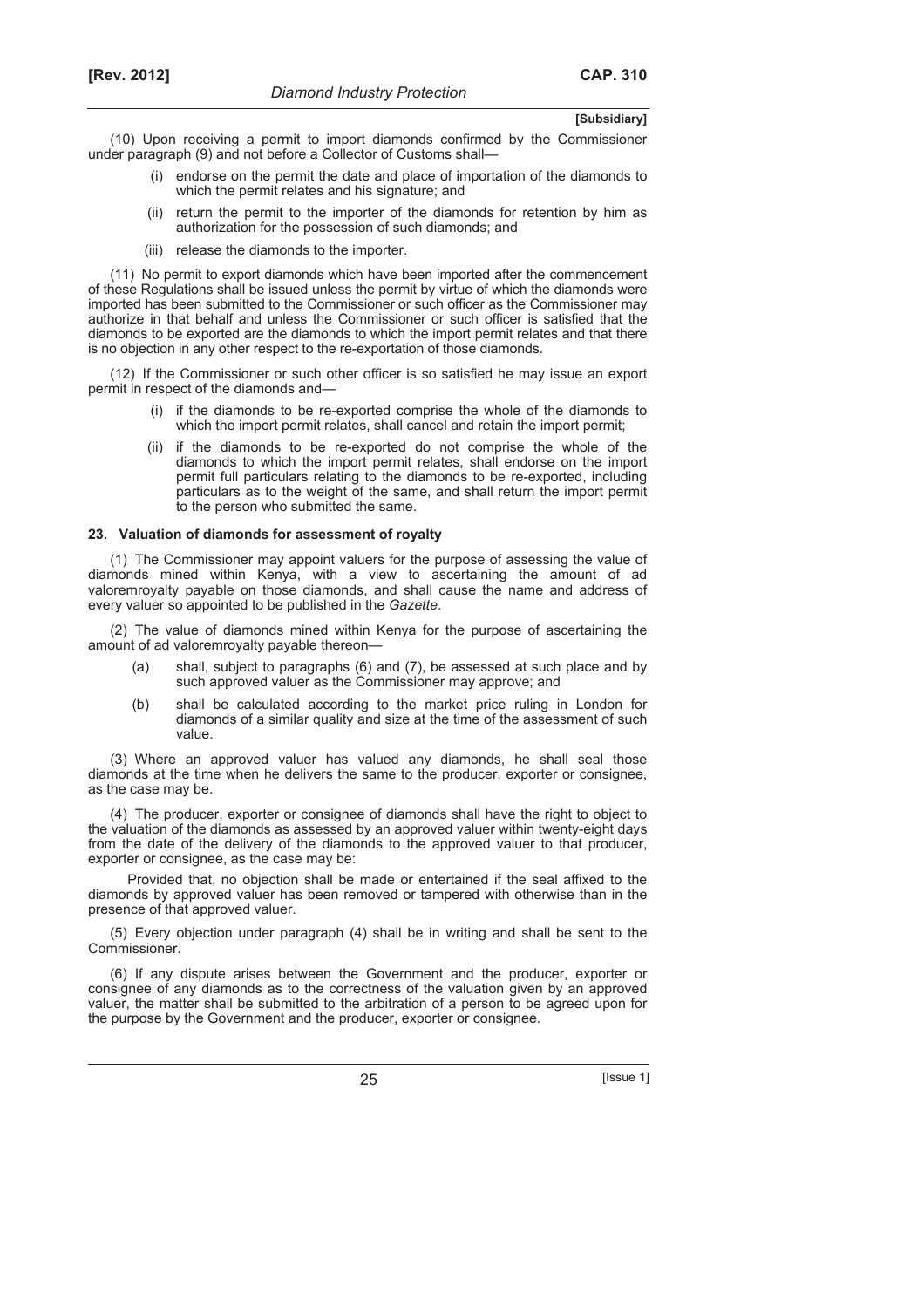(10) Upon receiving a permit to import diamonds confirmed by the Commissioner under paragraph (9) and not before a Collector of Customs shall—

- (i) endorse on the permit the date and place of importation of the diamonds to which the permit relates and his signature; and
- (ii) return the permit to the importer of the diamonds for retention by him as authorization for the possession of such diamonds; and
- (iii) release the diamonds to the importer.

(11) No permit to export diamonds which have been imported after the commencement of these Regulations shall be issued unless the permit by virtue of which the diamonds were imported has been submitted to the Commissioner or such officer as the Commissioner may authorize in that behalf and unless the Commissioner or such officer is satisfied that the diamonds to be exported are the diamonds to which the import permit relates and that there is no objection in any other respect to the re-exportation of those diamonds.

(12) If the Commissioner or such other officer is so satisfied he may issue an export permit in respect of the diamonds and—

- (i) if the diamonds to be re-exported comprise the whole of the diamonds to which the import permit relates, shall cancel and retain the import permit;
- (ii) if the diamonds to be re-exported do not comprise the whole of the diamonds to which the import permit relates, shall endorse on the import permit full particulars relating to the diamonds to be re-exported, including particulars as to the weight of the same, and shall return the import permit to the person who submitted the same.

### 23. Valuation of diamonds for assessment of royalty

(1) The Commissioner may appoint valuers for the purpose of assessing the value of diamonds mined within Kenya, with a view to ascertaining the amount of ad valoremroyalty payable on those diamonds, and shall cause the name and address of every valuer so appointed to be published in the *Gazette*.

(2) The value of diamonds mined within Kenya for the purpose of ascertaining the amount of ad valoremroyalty payable thereon—

- (a) shall, subject to paragraphs (6) and (7), be assessed at such place and by such approved valuer as the Commissioner may approve; and
- (b) shall be calculated according to the market price ruling in London for diamonds of a similar quality and size at the time of the assessment of such value.

(3) Where an approved valuer has valued any diamonds, he shall seal those diamonds at the time when he delivers the same to the producer, exporter or consignee, as the case may be.

(4) The producer, exporter or consignee of diamonds shall have the right to object to the valuation of the diamonds as assessed by an approved valuer within twenty-eight days from the date of the delivery of the diamonds to the approved valuer to that producer, exporter or consignee, as the case may be:

Provided that, no objection shall be made or entertained if the seal affixed to the diamonds by approved valuer has been removed or tampered with otherwise than in the presence of that approved valuer.

(5) Every objection under paragraph (4) shall be in writing and shall be sent to the Commissioner.

(6) If any dispute arises between the Government and the producer, exporter or consignee of any diamonds as to the correctness of the valuation given by an approved valuer, the matter shall be submitted to the arbitration of a person to be agreed upon for the purpose by the Government and the producer, exporter or consignee.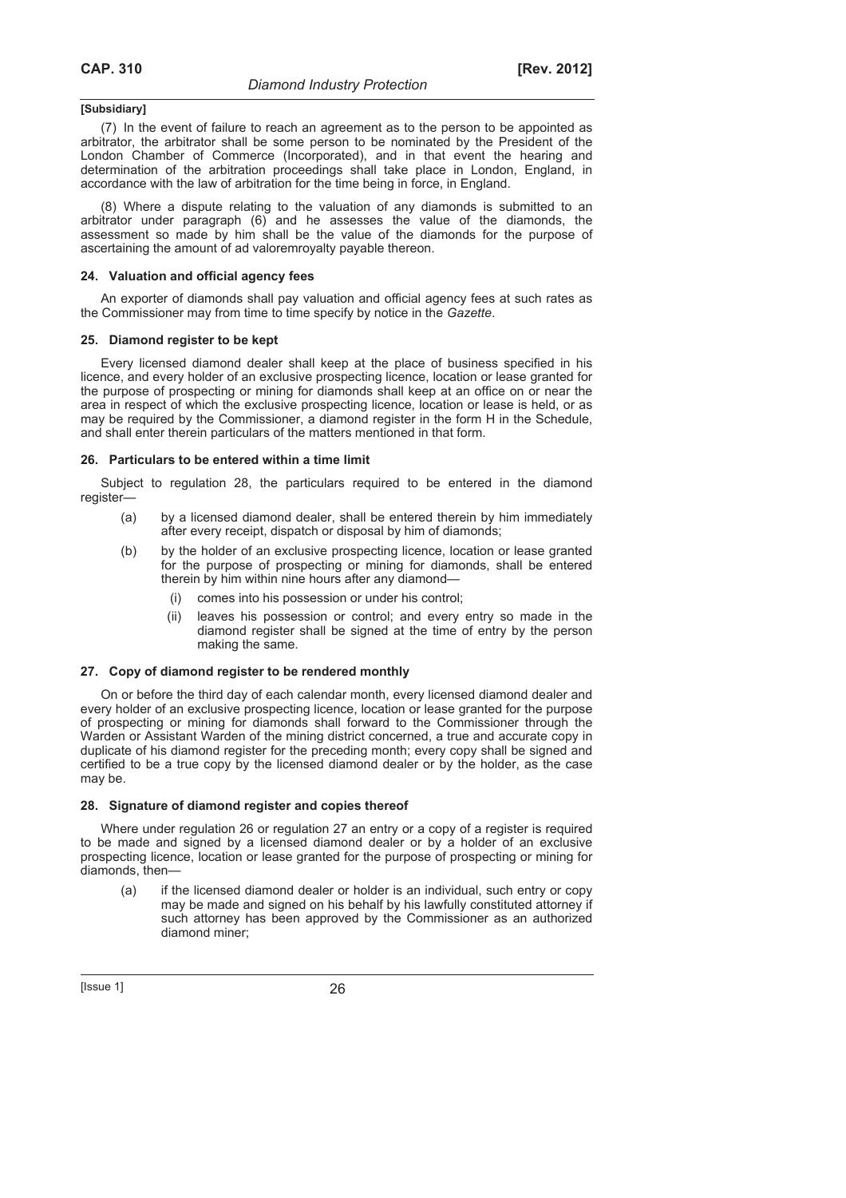[Subsidiary]

(7) In the event of failure to reach an agreement as to the person to be appointed as arbitrator, the arbitrator shall be some person to be nominated by the President of the London Chamber of Commerce (Incorporated), and in that event the hearing and determination of the arbitration proceedings shall take place in London, England, in accordance with the law of arbitration for the time being in force, in England.

(8) Where a dispute relating to the valuation of any diamonds is submitted to an arbitrator under paragraph (6) and he assesses the value of the diamonds, the assessment so made by him shall be the value of the diamonds for the purpose of ascertaining the amount of ad valoremroyalty payable thereon.

**24. Valuation and official agency fees**

An exporter of diamonds shall pay valuation and official agency fees at such rates as the Commissioner may from time to time specify by notice in the *Gazette*.

**25. Diamond register to be kept**

Every licensed diamond dealer shall keep at the place of business specified in his licence, and every holder of an exclusive prospecting licence, location or lease granted for the purpose of prospecting or mining for diamonds shall keep at an office on or near the area in respect of which the exclusive prospecting licence, location or lease is held, or as may be required by the Commissioner, a diamond register in the form H in the Schedule, and shall enter therein particulars of the matters mentioned in that form.

**26. Particulars to be entered within a time limit**

Subject to regulation 28, the particulars required to be entered in the diamond register—

(a) by a licensed diamond dealer, shall be entered therein by him immediately after every receipt, dispatch or disposal by him of diamonds;

(b) by the holder of an exclusive prospecting licence, location or lease granted for the purpose of prospecting or mining for diamonds, shall be entered therein by him within nine hours after any diamond—

 (i) comes into his possession or under his control;

 (ii) leaves his possession or control; and every entry so made in the diamond register shall be signed at the time of entry by the person making the same.

**27. Copy of diamond register to be rendered monthly**

On or before the third day of each calendar month, every licensed diamond dealer and every holder of an exclusive prospecting licence, location or lease granted for the purpose of prospecting or mining for diamonds shall forward to the Commissioner through the Warden or Assistant Warden of the mining district concerned, a true and accurate copy in duplicate of his diamond register for the preceding month; every copy shall be signed and certified to be a true copy by the licensed diamond dealer or by the holder, as the case may be.

**28. Signature of diamond register and copies thereof**

Where under regulation 26 or regulation 27 an entry or a copy of a register is required to be made and signed by a licensed diamond dealer or by a holder of an exclusive prospecting licence, location or lease granted for the purpose of prospecting or mining for diamonds, then—

(a) if the licensed diamond dealer or holder is an individual, such entry or copy may be made and signed on his behalf by his lawfully constituted attorney if such attorney has been approved by the Commissioner as an authorized diamond miner;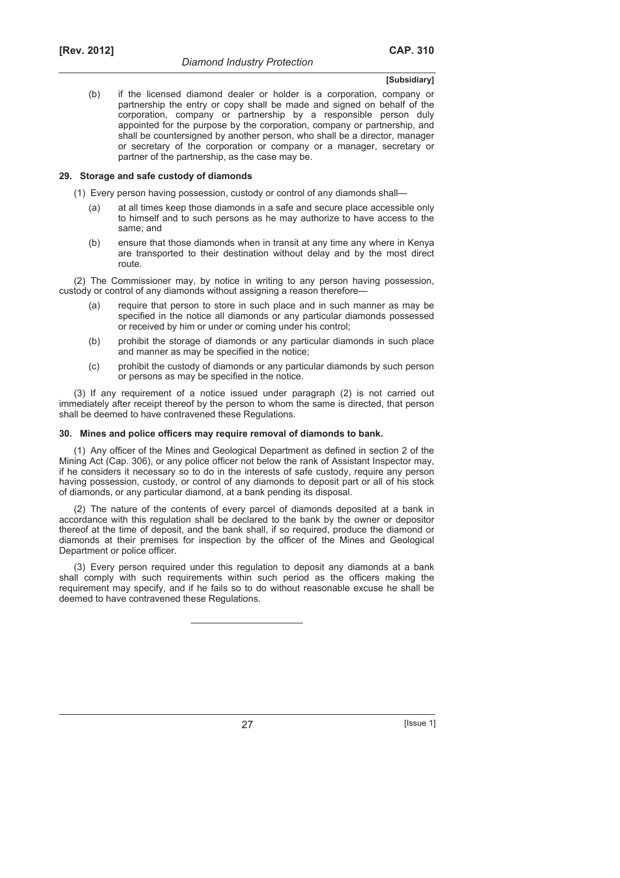(b) if the licensed diamond dealer or holder is a corporation, company or partnership the entry or copy shall be made and signed on behalf of the corporation, company or partnership by a responsible person duly appointed for the purpose by the corporation, company or partnership, and shall be countersigned by another person, who shall be a director, manager or secretary of the corporation or company or a manager, secretary or partner of the partnership, as the case may be.

**29. Storage and safe custody of diamonds**

(1) Every person having possession, custody or control of any diamonds shall—

(a) at all times keep those diamonds in a safe and secure place accessible only to himself and to such persons as he may authorize to have access to the same; and

(b) ensure that those diamonds when in transit at any time any where in Kenya are transported to their destination without delay and by the most direct route.

(2) The Commissioner may, by notice in writing to any person having possession, custody or control of any diamonds without assigning a reason therefore—

(a) require that person to store in such place and in such manner as may be specified in the notice all diamonds or any particular diamonds possessed or received by him or under or coming under his control;

(b) prohibit the storage of diamonds or any particular diamonds in such place and manner as may be specified in the notice;

(c) prohibit the custody of diamonds or any particular diamonds by such person or persons as may be specified in the notice.

(3) If any requirement of a notice issued under paragraph (2) is not carried out immediately after receipt thereof by the person to whom the same is directed, that person shall be deemed to have contravened these Regulations.

**30. Mines and police officers may require removal of diamonds to bank.**

(1) Any officer of the Mines and Geological Department as defined in section 2 of the Mining Act (Cap. 306), or any police officer not below the rank of Assistant Inspector may, if he considers it necessary so to do in the interests of safe custody, require any person having possession, custody, or control of any diamonds to deposit part or all of his stock of diamonds, or any particular diamond, at a bank pending its disposal.

(2) The nature of the contents of every parcel of diamonds deposited at a bank in accordance with this regulation shall be declared to the bank by the owner or depositor thereof at the time of deposit, and the bank shall, if so required, produce the diamond or diamonds at their premises for inspection by the officer of the Mines and Geological Department or police officer.

(3) Every person required under this regulation to deposit any diamonds at a bank shall comply with such requirements within such period as the officers making the requirement may specify, and if he fails so to do without reasonable excuse he shall be deemed to have contravened these Regulations.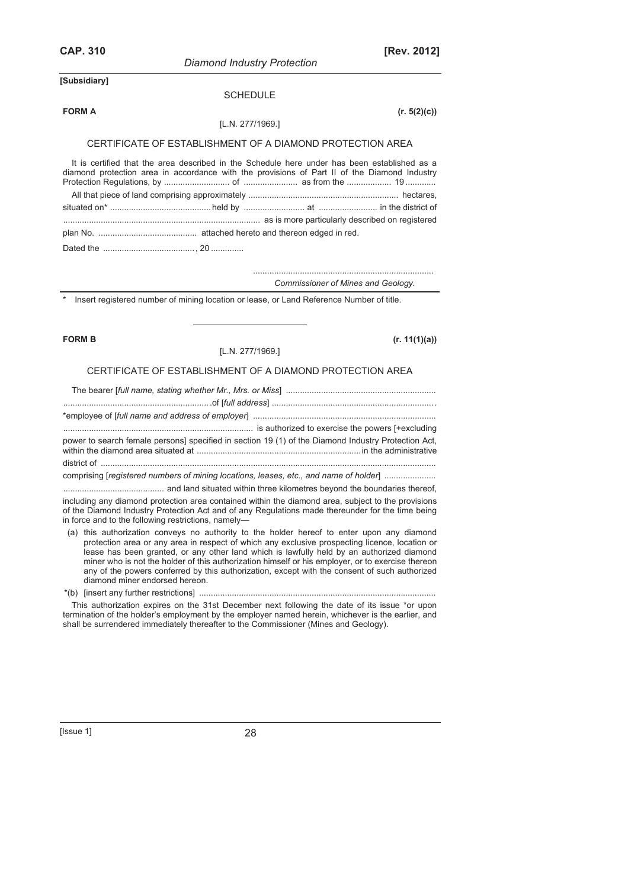**[Subsidiary]**

SCHEDULE

**FORM A** **(r. 5(2)(c))**

[L.N. 277/1969.]

CERTIFICATE OF ESTABLISHMENT OF A DIAMOND PROTECTION AREA

It is certified that the area described in the Schedule here under has been established as a diamond protection area in accordance with the provisions of Part II of the Diamond Industry Protection Regulations, by ............................ of ....................... as from the ................... 19 .............

All that piece of land comprising approximately ................................................................ hectares, situated on* ........................................... held by .......................... at ......................... in the district of .................................................................................... as is more particularly described on registered plan No. .......................................... attached hereto and thereon edged in red.

Dated the ......................................., 20 ..............

............................................................................
*Commissioner of Mines and Geology.*

\* Insert registered number of mining location or lease, or Land Reference Number of title.

---

**FORM B** **(r. 11(1)(a))**

[L.N. 277/1969.]

CERTIFICATE OF ESTABLISHMENT OF A DIAMOND PROTECTION AREA

The bearer [*full name, stating whether Mr., Mrs. or Miss*] ................................................................ .............................................................. of [*full address*] ..................................................................... *employee of [*full name and address of employer*] ............................................................................. ................................................................................. is authorized to exercise the powers [+excluding power to search female persons] specified in section 19 (1) of the Diamond Industry Protection Act, within the diamond area situated at ...................................................................... in the administrative district of ..............................................................................................................................................

comprising [*registered numbers of mining locations, leases, etc., and name of holder*] ...................... .......................................... and land situated within three kilometres beyond the boundaries thereof, including any diamond protection area contained within the diamond area, subject to the provisions of the Diamond Industry Protection Act and of any Regulations made thereunder for the time being in force and to the following restrictions, namely—

(a) this authorization conveys no authority to the holder hereof to enter upon any diamond protection area or any area in respect of which any exclusive prospecting licence, location or lease has been granted, or any other land which is lawfully held by an authorized diamond miner who is not the holder of this authorization himself or his employer, or to exercise thereon any of the powers conferred by this authorization, except with the consent of such authorized diamond miner endorsed hereon.

*(b) [insert any further restrictions] .....................................................................................................

This authorization expires on the 31st December next following the date of its issue *or upon termination of the holder's employment by the employer named herein, whichever is the earlier, and shall be surrendered immediately thereafter to the Commissioner (Mines and Geology).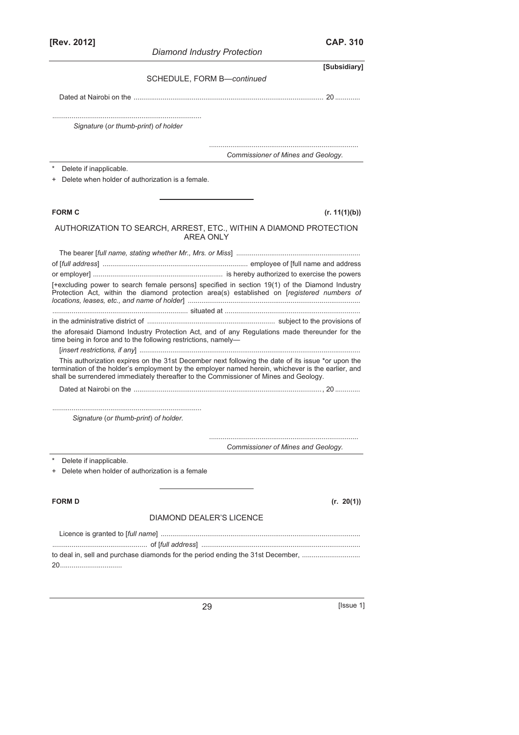SCHEDULE, FORM B—*continued*

Dated at Nairobi on the ................................................................................................ 20 ............

............................................................................

*Signature* (*or thumb-print*) *of holder*

............................................................................

*Commissioner of Mines and Geology.*

\* Delete if inapplicable.

\+ Delete when holder of authorization is a female.

---

**FORM C** **(r. 11(1)(b))**

AUTHORIZATION TO SEARCH, ARREST, ETC., WITHIN A DIAMOND PROTECTION AREA ONLY

The bearer [*full name, stating whether Mr., Mrs. or Miss*] ..............................................................
of [*full address*] .......................................................................... employee of [full name and address or employer] .................................................................. is hereby authorized to exercise the powers [+excluding power to search female persons] specified in section 19(1) of the Diamond Industry Protection Act, within the diamond protection area(s) established on [*registered numbers of locations, leases, etc., and name of holder*] ........................................................................................
..................................................................... situated at .....................................................................
in the administrative district of ................................................................. subject to the provisions of the aforesaid Diamond Industry Protection Act, and of any Regulations made thereunder for the time being in force and to the following restrictions, namely—

[*insert restrictions, if any*] ................................................................................................................

This authorization expires on the 31st December next following the date of its issue \*or upon the termination of the holder's employment by the employer named herein, whichever is the earlier, and shall be surrendered immediately thereafter to the Commissioner of Mines and Geology.

Dated at Nairobi on the ................................................................................................, 20 ............

............................................................................

*Signature* (*or thumb-print*) *of holder.*

............................................................................

*Commissioner of Mines and Geology.*

\* Delete if inapplicable.

\+ Delete when holder of authorization is a female

---

**FORM D** **(r. 20(1))**

DIAMOND DEALER'S LICENCE

Licence is granted to [*full name*] .....................................................................................................
................................................ of [*full address*] .................................................................................
to deal in, sell and purchase diamonds for the period ending the 31st December, .............................
20...............................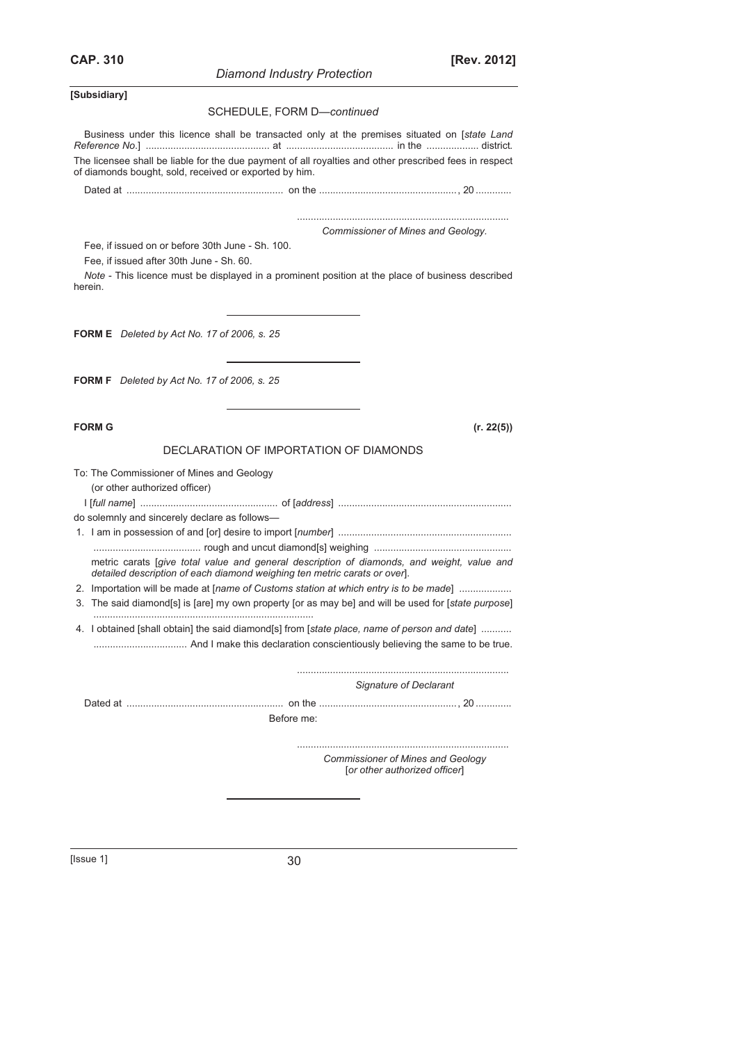**[Subsidiary]**

SCHEDULE, FORM D—*continued*

Business under this licence shall be transacted only at the premises situated on [*state Land Reference No*.] ............................................ at ...................................... in the .................. district.

The licensee shall be liable for the due payment of all royalties and other prescribed fees in respect of diamonds bought, sold, received or exported by him.

Dated at ........................................................ on the ................................................., 20 ............

...........................................................................
*Commissioner of Mines and Geology.*

Fee, if issued on or before 30th June - Sh. 100.

Fee, if issued after 30th June - Sh. 60.

*Note* - This licence must be displayed in a prominent position at the place of business described herein.

---

**FORM E** *Deleted by Act No. 17 of 2006, s. 25*

---

**FORM F** *Deleted by Act No. 17 of 2006, s. 25*

---

**FORM G** **(r. 22(5))**

DECLARATION OF IMPORTATION OF DIAMONDS

To: The Commissioner of Mines and Geology
(or other authorized officer)

I [*full name*] ................................................. of [*address*] ..............................................................

do solemnly and sincerely declare as follows—

1. I am in possession of and [or] desire to import [*number*] ..............................................................
...................................... rough and uncut diamond[s] weighing .................................................
metric carats [*give total value and general description of diamonds, and weight, value and detailed description of each diamond weighing ten metric carats or over*].
2. Importation will be made at [*name of Customs station at which entry is to be made*] ...................
3. The said diamond[s] is [are] my own property [or as may be] and will be used for [*state purpose*] ..............................................................................
4. I obtained [shall obtain] the said diamond[s] from [*state place, name of person and date*] ...........
................................. And I make this declaration conscientiously believing the same to be true.

...........................................................................
*Signature of Declarant*

Dated at ........................................................ on the ................................................., 20 ............

Before me:

...........................................................................
*Commissioner of Mines and Geology*
[*or other authorized officer*]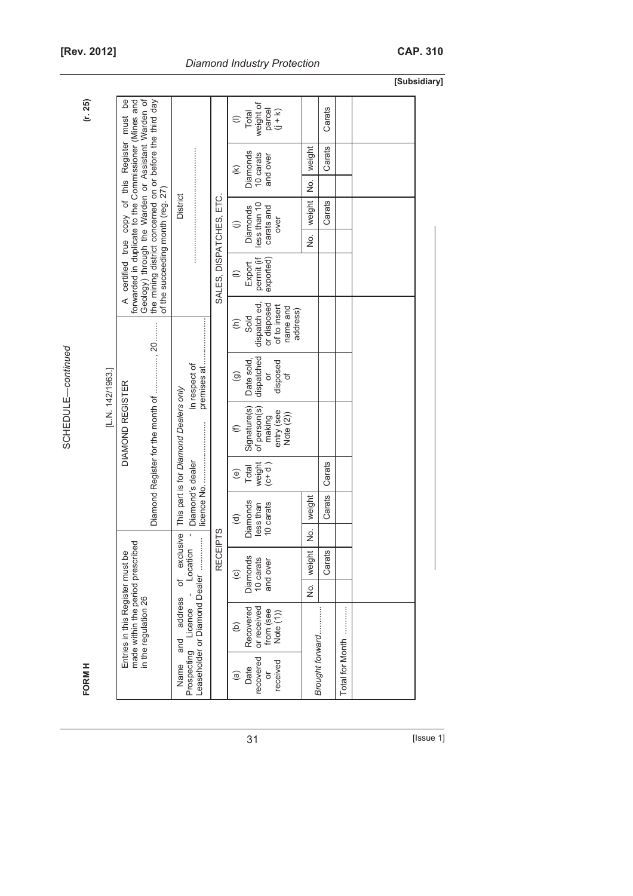SCHEDULE—*continued*

**FORM H** **(r. 25)**

[L.N. 142/1963.]

| Entries in this Register must be made within the period prescribed in the regulation 26 | DIAMOND REGISTER<br><br>Diamond Register for the month of ..............., 20........ | A certified true copy of this Register must be forwarded in duplicate to the Commissioner (Mines and Geology) through the Warden or Assistant Warden of the mining district concerned on or before the third day of the succeeding month (reg. 27) |
|---|---|---|
| Name and address of exclusive Prospecting Licence - Location - Leaseholder or Diamond Dealer ............ | This part is for *Diamond Dealers only*<br>Diamond's dealer licence No. ......................... In respect of premises at ......................... | District<br>......................................... |

| RECEIPTS | | | | | | | | | SALES, DISPATCHES, ETC. | | | | | | | |
|---|---|---|---|---|---|---|---|---|---|---|---|---|---|---|---|---|
| (a) Date recovered or received | (b) Recovered or received from (see Note (1)) | (c) Diamonds 10 carats and over | | (d) Diamonds less than 10 carats | | (e) Total weight (c+ d ) | (f) Signature(s) of person(s) making entry (see Note (2)) | (g) Date sold, dispatched or disposed of | (h) Sold dispatch ed, or disposed of to insert name and address) | (i) Export permit (if exported) | (j) Diamonds less than 10 carats and over | | (k) Diamonds 10 carats and over | | (l) Total weight of parcel (j + k) |
| | | No. | weight | No. | weight | | | | | | No. | weight | No. | weight | |
| *Brought forward*........... | | | Carats | | Carats | Carats | | | | | | Carats | | Carats | Carats |
| Total for Month ........... | | | | | | | | | | | | | | | |
| | | | | | | | | | | | | | | | |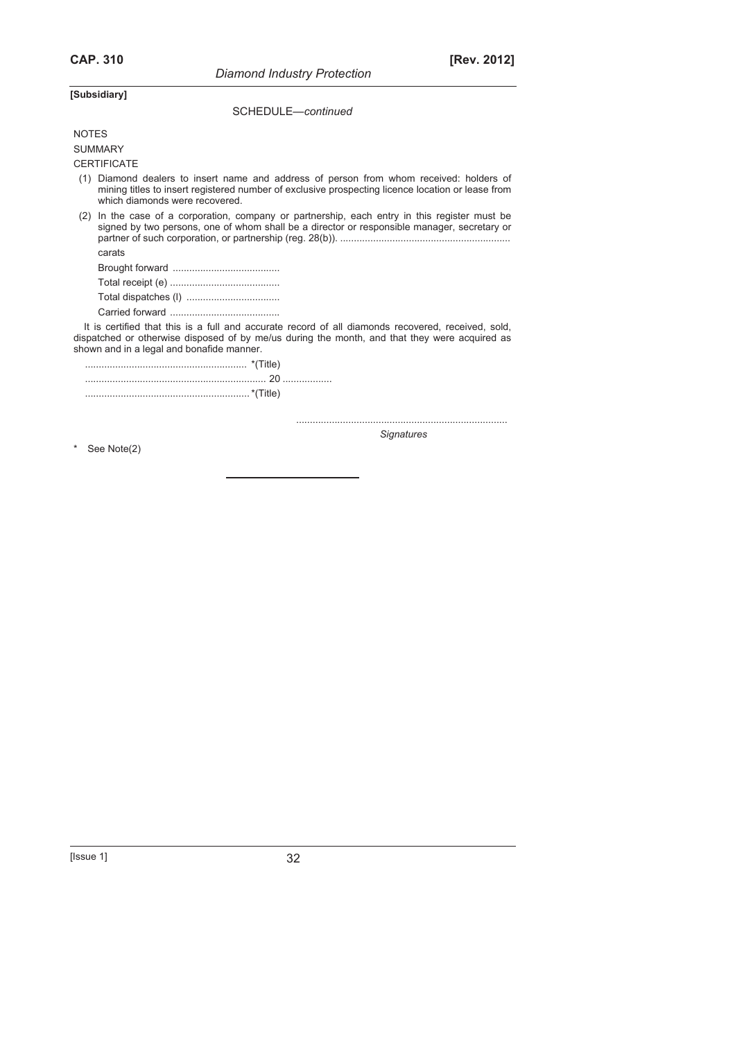[Subsidiary]

SCHEDULE—*continued*

NOTES

SUMMARY

CERTIFICATE

(1) Diamond dealers to insert name and address of person from whom received: holders of mining titles to insert registered number of exclusive prospecting licence location or lease from which diamonds were recovered.

(2) In the case of a corporation, company or partnership, each entry in this register must be signed by two persons, one of whom shall be a director or responsible manager, secretary or partner of such corporation, or partnership (reg. 28(b)). ..............................................................

carats

Brought forward .......................................

Total receipt (e) ........................................

Total dispatches (l) ..................................

Carried forward ........................................

It is certified that this is a full and accurate record of all diamonds recovered, received, sold, dispatched or otherwise disposed of by me/us during the month, and that they were acquired as shown and in a legal and bonafide manner.

........................................................... *(Title)

.................................................................. 20 ..................

........................................................... *(Title)

............................................................................

*Signatures*

\* See Note(2)